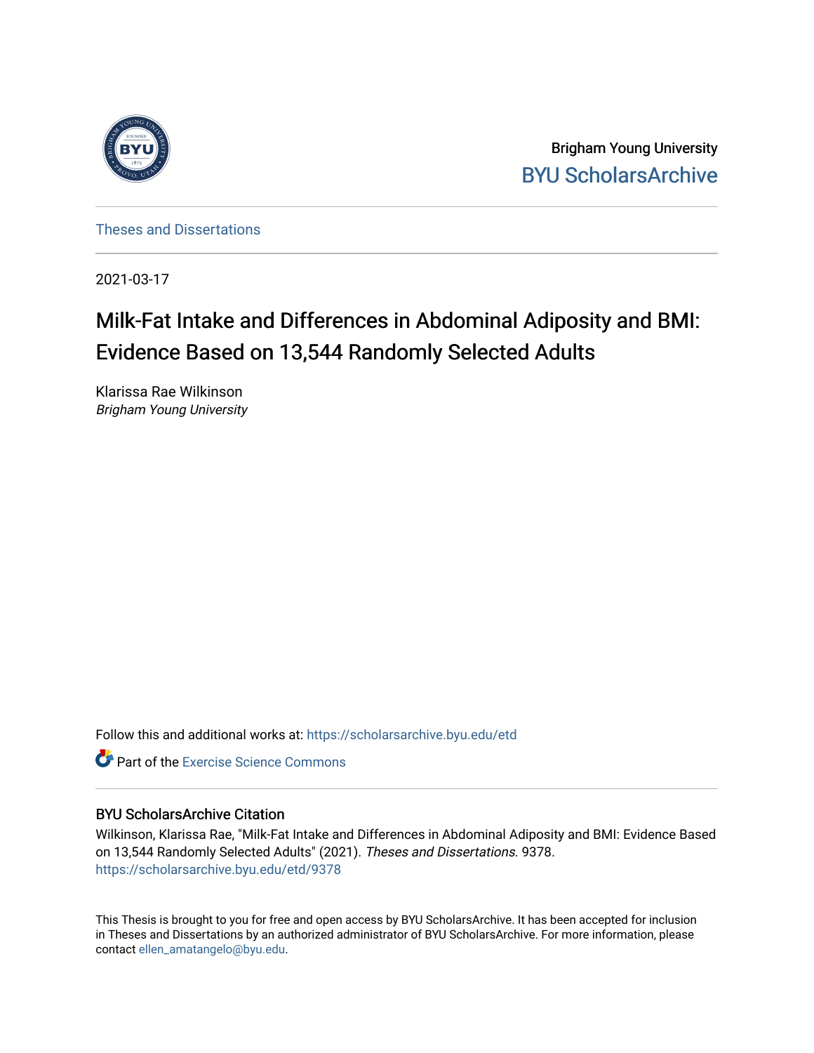Brigham Young University
BYU ScholarsArchive

Theses and Dissertations

2021-03-17

# Milk-Fat Intake and Differences in Abdominal Adiposity and BMI: Evidence Based on 13,544 Randomly Selected Adults

Klarissa Rae Wilkinson
*Brigham Young University*

Follow this and additional works at: https://scholarsarchive.byu.edu/etd

Part of the Exercise Science Commons

## BYU ScholarsArchive Citation

Wilkinson, Klarissa Rae, "Milk-Fat Intake and Differences in Abdominal Adiposity and BMI: Evidence Based on 13,544 Randomly Selected Adults" (2021). *Theses and Dissertations*. 9378.
https://scholarsarchive.byu.edu/etd/9378

This Thesis is brought to you for free and open access by BYU ScholarsArchive. It has been accepted for inclusion in Theses and Dissertations by an authorized administrator of BYU ScholarsArchive. For more information, please contact ellen_amatangelo@byu.edu.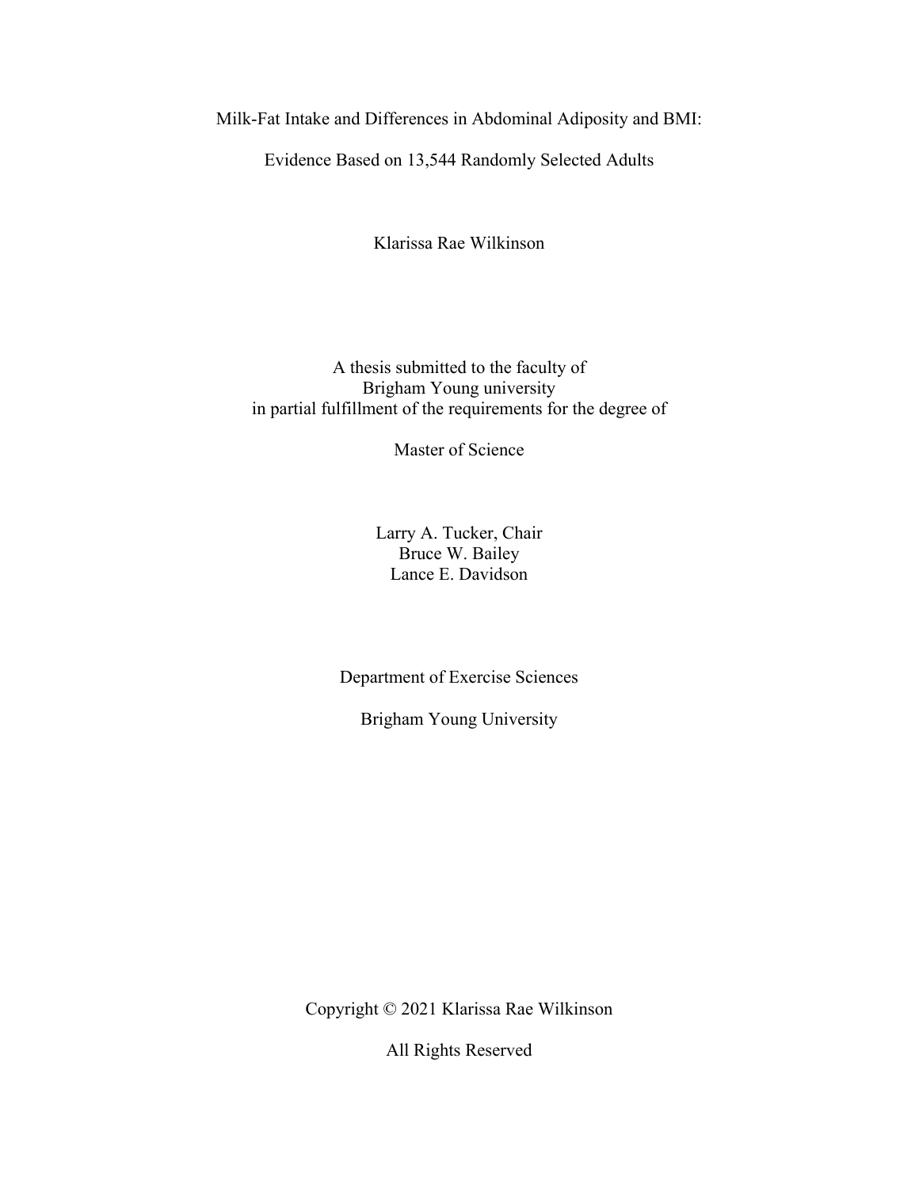Milk-Fat Intake and Differences in Abdominal Adiposity and BMI:

Evidence Based on 13,544 Randomly Selected Adults

Klarissa Rae Wilkinson

A thesis submitted to the faculty of
Brigham Young university
in partial fulfillment of the requirements for the degree of

Master of Science

Larry A. Tucker, Chair
Bruce W. Bailey
Lance E. Davidson

Department of Exercise Sciences

Brigham Young University

Copyright © 2021 Klarissa Rae Wilkinson

All Rights Reserved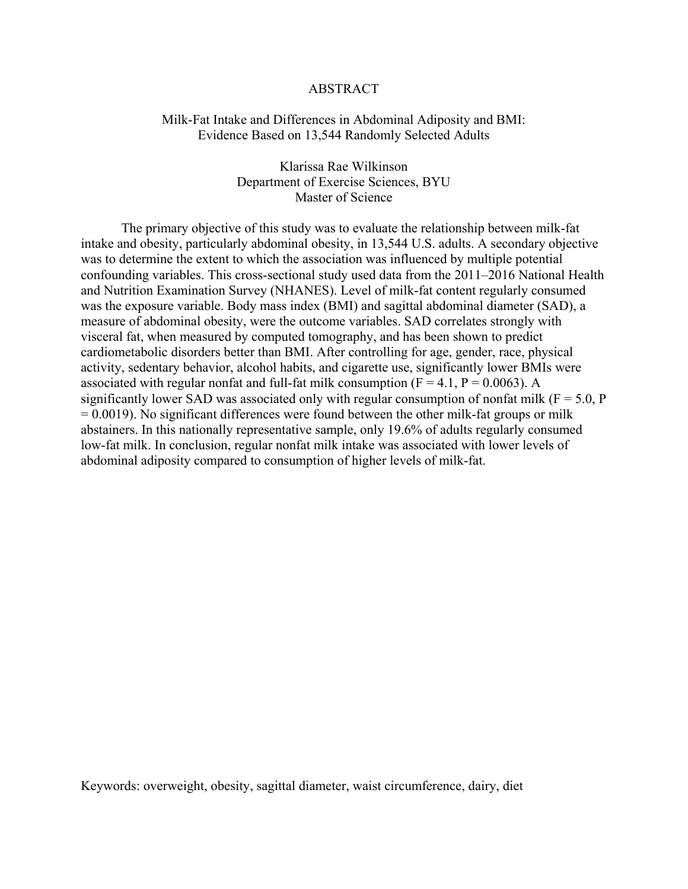# ABSTRACT

## Milk-Fat Intake and Differences in Abdominal Adiposity and BMI: Evidence Based on 13,544 Randomly Selected Adults

Klarissa Rae Wilkinson
Department of Exercise Sciences, BYU
Master of Science

The primary objective of this study was to evaluate the relationship between milk-fat intake and obesity, particularly abdominal obesity, in 13,544 U.S. adults. A secondary objective was to determine the extent to which the association was influenced by multiple potential confounding variables. This cross-sectional study used data from the 2011–2016 National Health and Nutrition Examination Survey (NHANES). Level of milk-fat content regularly consumed was the exposure variable. Body mass index (BMI) and sagittal abdominal diameter (SAD), a measure of abdominal obesity, were the outcome variables. SAD correlates strongly with visceral fat, when measured by computed tomography, and has been shown to predict cardiometabolic disorders better than BMI. After controlling for age, gender, race, physical activity, sedentary behavior, alcohol habits, and cigarette use, significantly lower BMIs were associated with regular nonfat and full-fat milk consumption ($F = 4.1$, $P = 0.0063$). A significantly lower SAD was associated only with regular consumption of nonfat milk ($F = 5.0$, $P = 0.0019$). No significant differences were found between the other milk-fat groups or milk abstainers. In this nationally representative sample, only 19.6% of adults regularly consumed low-fat milk. In conclusion, regular nonfat milk intake was associated with lower levels of abdominal adiposity compared to consumption of higher levels of milk-fat.

Keywords: overweight, obesity, sagittal diameter, waist circumference, dairy, diet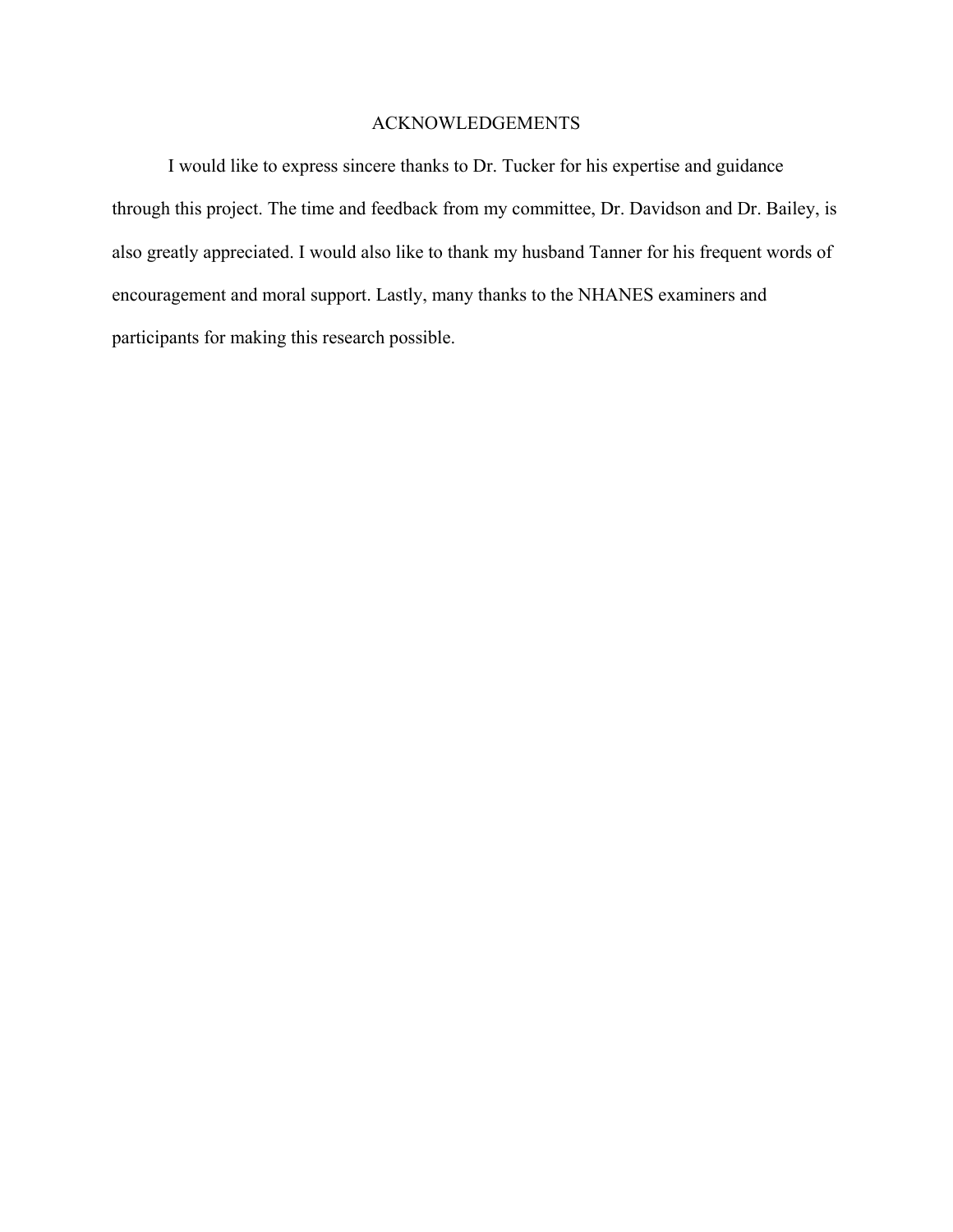# ACKNOWLEDGEMENTS

I would like to express sincere thanks to Dr. Tucker for his expertise and guidance through this project. The time and feedback from my committee, Dr. Davidson and Dr. Bailey, is also greatly appreciated. I would also like to thank my husband Tanner for his frequent words of encouragement and moral support. Lastly, many thanks to the NHANES examiners and participants for making this research possible.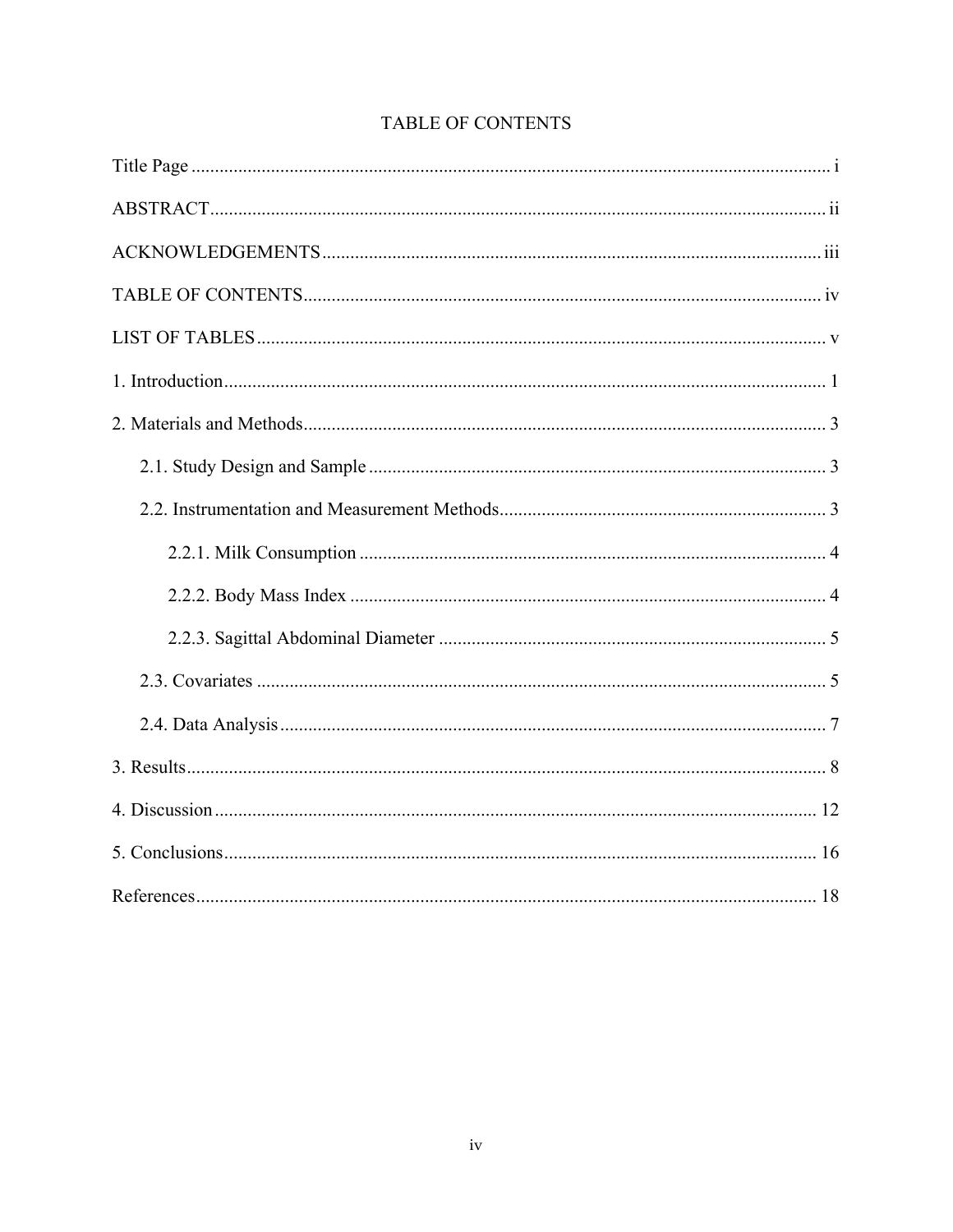# TABLE OF CONTENTS

Title Page ........................................................................................................................ i

ABSTRACT ....................................................................................................................... ii

ACKNOWLEDGEMENTS .............................................................................................. iii

TABLE OF CONTENTS .................................................................................................. iv

LIST OF TABLES ............................................................................................................. v

1. Introduction ................................................................................................................... 1

2. Materials and Methods .................................................................................................. 3

  2.1. Study Design and Sample ......................................................................................... 3

  2.2. Instrumentation and Measurement Methods ............................................................. 3

    2.2.1. Milk Consumption .............................................................................................. 4

    2.2.2. Body Mass Index ................................................................................................ 4

    2.2.3. Sagittal Abdominal Diameter .............................................................................. 5

  2.3. Covariates ................................................................................................................. 5

  2.4. Data Analysis ............................................................................................................ 7

3. Results ........................................................................................................................... 8

4. Discussion ................................................................................................................... 12

5. Conclusions ................................................................................................................. 16

References ....................................................................................................................... 18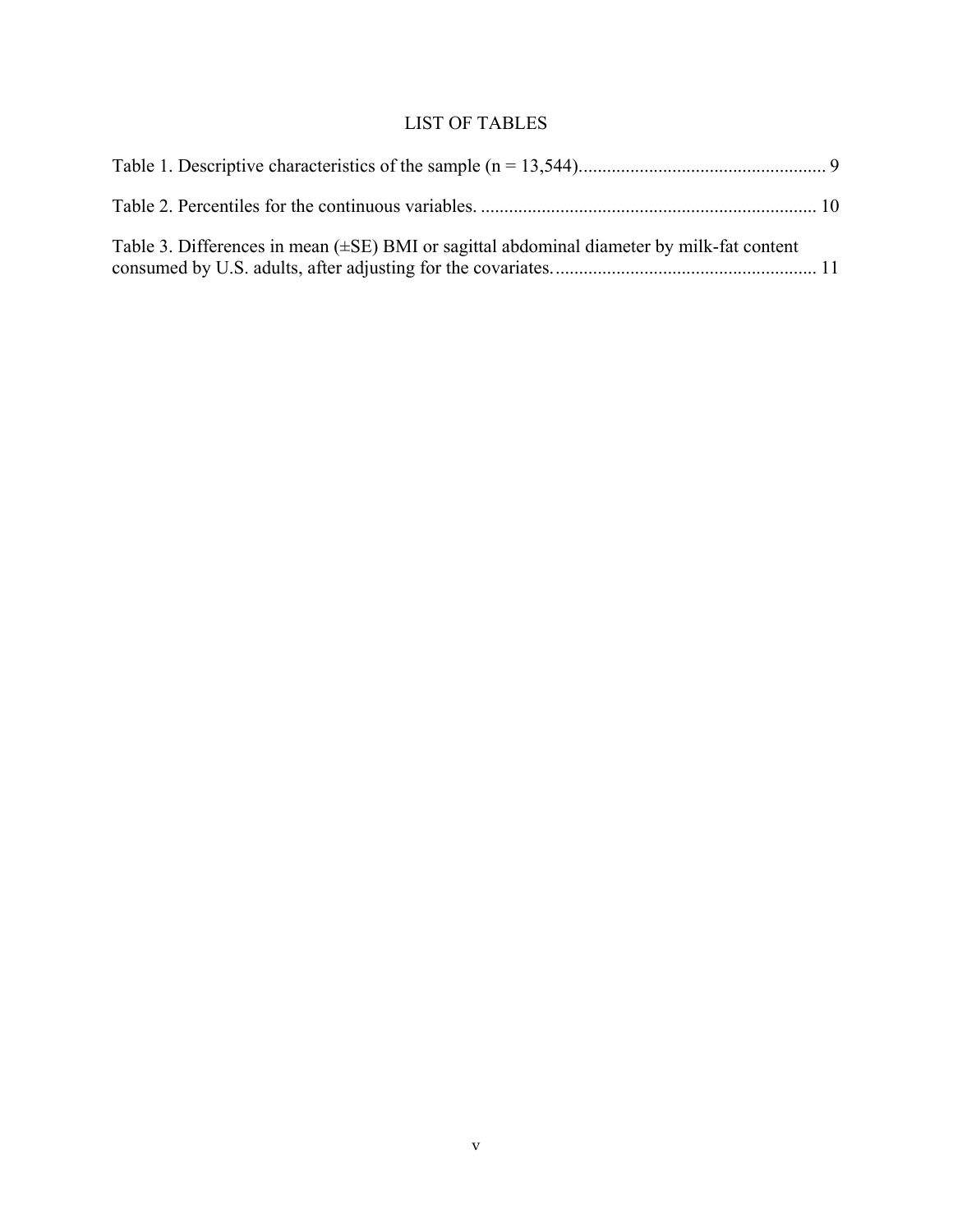# LIST OF TABLES

Table 1. Descriptive characteristics of the sample (n = 13,544)....................................................... 9

Table 2. Percentiles for the continuous variables. ........................................................................ 10

Table 3. Differences in mean (±SE) BMI or sagittal abdominal diameter by milk-fat content consumed by U.S. adults, after adjusting for the covariates. ....................................................... 11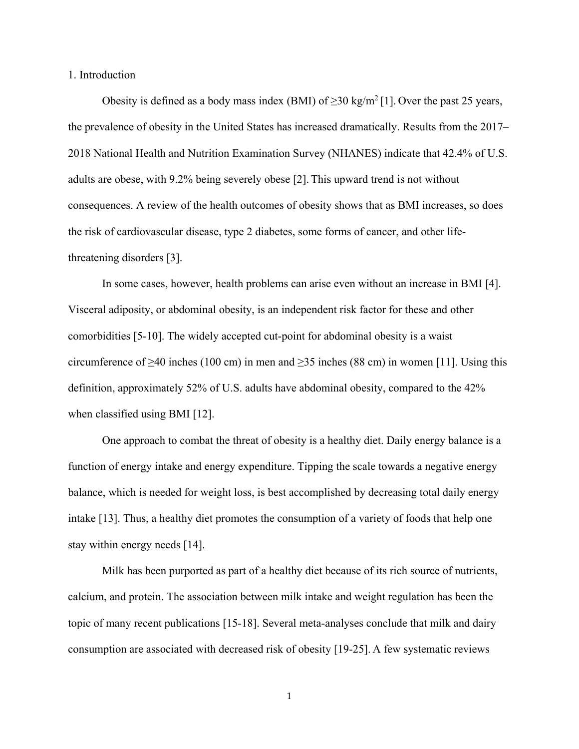# 1. Introduction

Obesity is defined as a body mass index (BMI) of ≥30 kg/m$^2$ [1]. Over the past 25 years, the prevalence of obesity in the United States has increased dramatically. Results from the 2017–2018 National Health and Nutrition Examination Survey (NHANES) indicate that 42.4% of U.S. adults are obese, with 9.2% being severely obese [2]. This upward trend is not without consequences. A review of the health outcomes of obesity shows that as BMI increases, so does the risk of cardiovascular disease, type 2 diabetes, some forms of cancer, and other life-threatening disorders [3].

In some cases, however, health problems can arise even without an increase in BMI [4]. Visceral adiposity, or abdominal obesity, is an independent risk factor for these and other comorbidities [5-10]. The widely accepted cut-point for abdominal obesity is a waist circumference of ≥40 inches (100 cm) in men and ≥35 inches (88 cm) in women [11]. Using this definition, approximately 52% of U.S. adults have abdominal obesity, compared to the 42% when classified using BMI [12].

One approach to combat the threat of obesity is a healthy diet. Daily energy balance is a function of energy intake and energy expenditure. Tipping the scale towards a negative energy balance, which is needed for weight loss, is best accomplished by decreasing total daily energy intake [13]. Thus, a healthy diet promotes the consumption of a variety of foods that help one stay within energy needs [14].

Milk has been purported as part of a healthy diet because of its rich source of nutrients, calcium, and protein. The association between milk intake and weight regulation has been the topic of many recent publications [15-18]. Several meta-analyses conclude that milk and dairy consumption are associated with decreased risk of obesity [19-25]. A few systematic reviews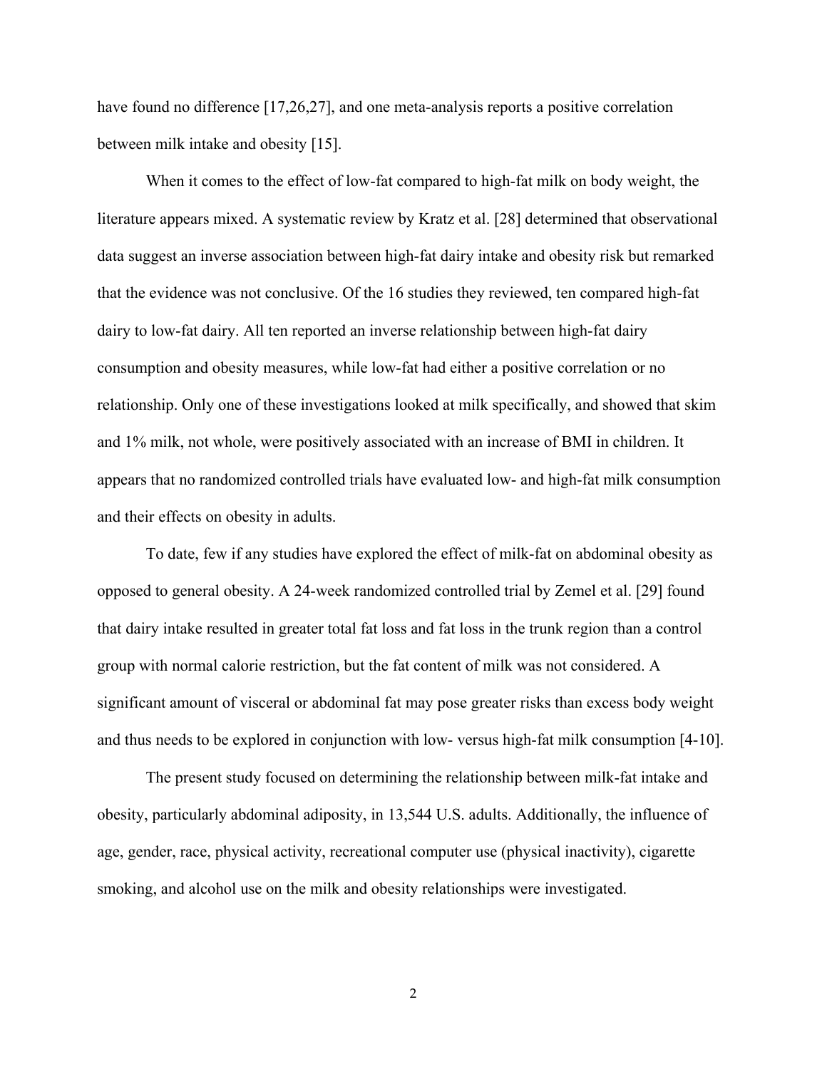have found no difference [17,26,27], and one meta-analysis reports a positive correlation between milk intake and obesity [15].

When it comes to the effect of low-fat compared to high-fat milk on body weight, the literature appears mixed. A systematic review by Kratz et al. [28] determined that observational data suggest an inverse association between high-fat dairy intake and obesity risk but remarked that the evidence was not conclusive. Of the 16 studies they reviewed, ten compared high-fat dairy to low-fat dairy. All ten reported an inverse relationship between high-fat dairy consumption and obesity measures, while low-fat had either a positive correlation or no relationship. Only one of these investigations looked at milk specifically, and showed that skim and 1% milk, not whole, were positively associated with an increase of BMI in children. It appears that no randomized controlled trials have evaluated low- and high-fat milk consumption and their effects on obesity in adults.

To date, few if any studies have explored the effect of milk-fat on abdominal obesity as opposed to general obesity. A 24-week randomized controlled trial by Zemel et al. [29] found that dairy intake resulted in greater total fat loss and fat loss in the trunk region than a control group with normal calorie restriction, but the fat content of milk was not considered. A significant amount of visceral or abdominal fat may pose greater risks than excess body weight and thus needs to be explored in conjunction with low- versus high-fat milk consumption [4-10].

The present study focused on determining the relationship between milk-fat intake and obesity, particularly abdominal adiposity, in 13,544 U.S. adults. Additionally, the influence of age, gender, race, physical activity, recreational computer use (physical inactivity), cigarette smoking, and alcohol use on the milk and obesity relationships were investigated.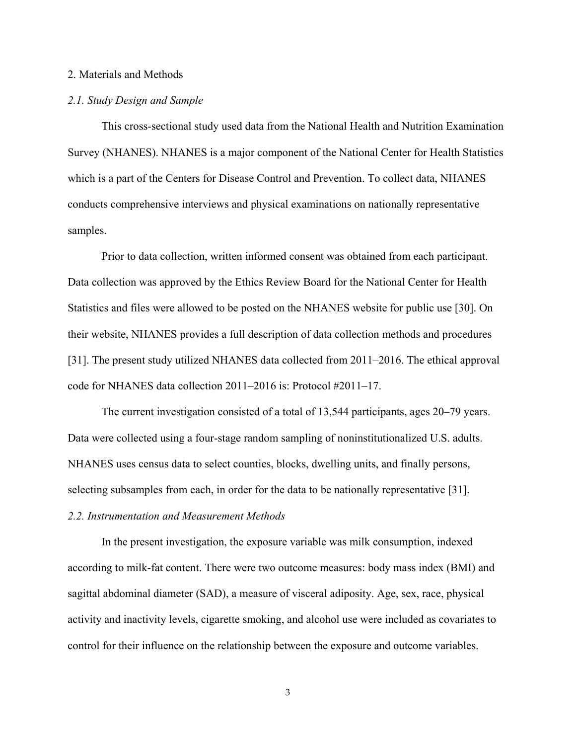## 2. Materials and Methods

### *2.1. Study Design and Sample*

This cross-sectional study used data from the National Health and Nutrition Examination Survey (NHANES). NHANES is a major component of the National Center for Health Statistics which is a part of the Centers for Disease Control and Prevention. To collect data, NHANES conducts comprehensive interviews and physical examinations on nationally representative samples.

Prior to data collection, written informed consent was obtained from each participant. Data collection was approved by the Ethics Review Board for the National Center for Health Statistics and files were allowed to be posted on the NHANES website for public use [30]. On their website, NHANES provides a full description of data collection methods and procedures [31]. The present study utilized NHANES data collected from 2011–2016. The ethical approval code for NHANES data collection 2011–2016 is: Protocol #2011–17.

The current investigation consisted of a total of 13,544 participants, ages 20–79 years. Data were collected using a four-stage random sampling of noninstitutionalized U.S. adults. NHANES uses census data to select counties, blocks, dwelling units, and finally persons, selecting subsamples from each, in order for the data to be nationally representative [31].

### *2.2. Instrumentation and Measurement Methods*

In the present investigation, the exposure variable was milk consumption, indexed according to milk-fat content. There were two outcome measures: body mass index (BMI) and sagittal abdominal diameter (SAD), a measure of visceral adiposity. Age, sex, race, physical activity and inactivity levels, cigarette smoking, and alcohol use were included as covariates to control for their influence on the relationship between the exposure and outcome variables.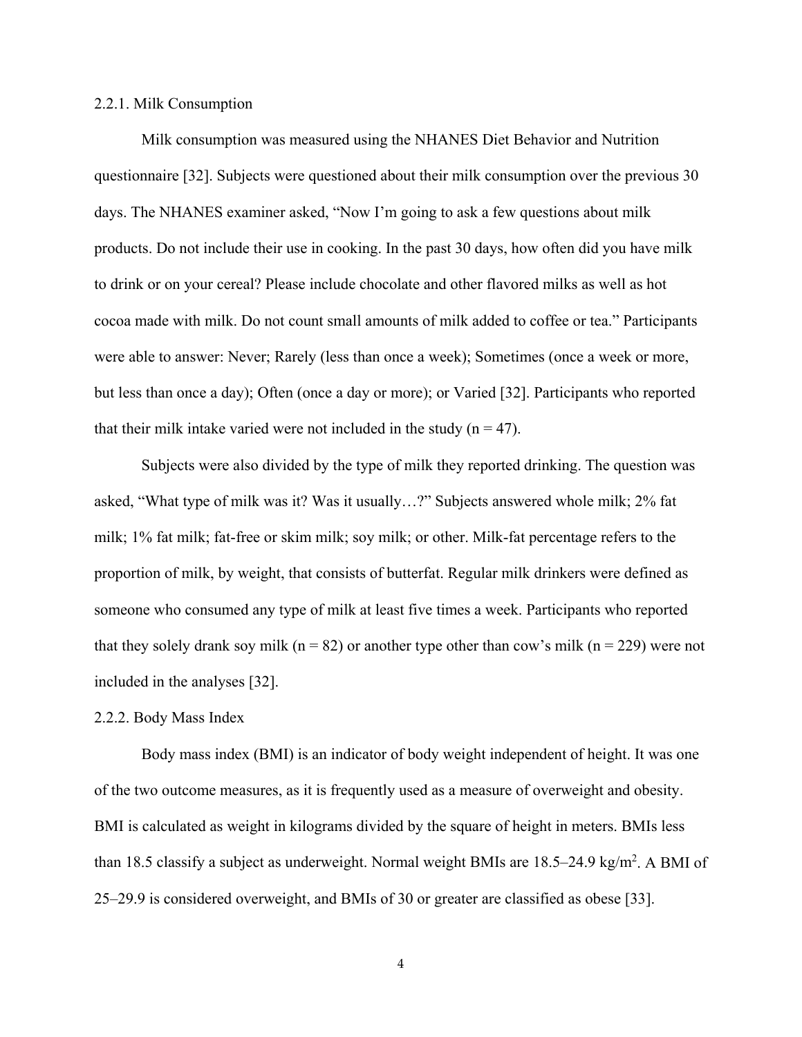### 2.2.1. Milk Consumption

Milk consumption was measured using the NHANES Diet Behavior and Nutrition questionnaire [32]. Subjects were questioned about their milk consumption over the previous 30 days. The NHANES examiner asked, "Now I'm going to ask a few questions about milk products. Do not include their use in cooking. In the past 30 days, how often did you have milk to drink or on your cereal? Please include chocolate and other flavored milks as well as hot cocoa made with milk. Do not count small amounts of milk added to coffee or tea." Participants were able to answer: Never; Rarely (less than once a week); Sometimes (once a week or more, but less than once a day); Often (once a day or more); or Varied [32]. Participants who reported that their milk intake varied were not included in the study ($n = 47$).

Subjects were also divided by the type of milk they reported drinking. The question was asked, "What type of milk was it? Was it usually…?" Subjects answered whole milk; 2% fat milk; 1% fat milk; fat-free or skim milk; soy milk; or other. Milk-fat percentage refers to the proportion of milk, by weight, that consists of butterfat. Regular milk drinkers were defined as someone who consumed any type of milk at least five times a week. Participants who reported that they solely drank soy milk ($n = 82$) or another type other than cow's milk ($n = 229$) were not included in the analyses [32].

### 2.2.2. Body Mass Index

Body mass index (BMI) is an indicator of body weight independent of height. It was one of the two outcome measures, as it is frequently used as a measure of overweight and obesity. BMI is calculated as weight in kilograms divided by the square of height in meters. BMIs less than 18.5 classify a subject as underweight. Normal weight BMIs are 18.5–24.9 $kg/m^2$. A BMI of 25–29.9 is considered overweight, and BMIs of 30 or greater are classified as obese [33].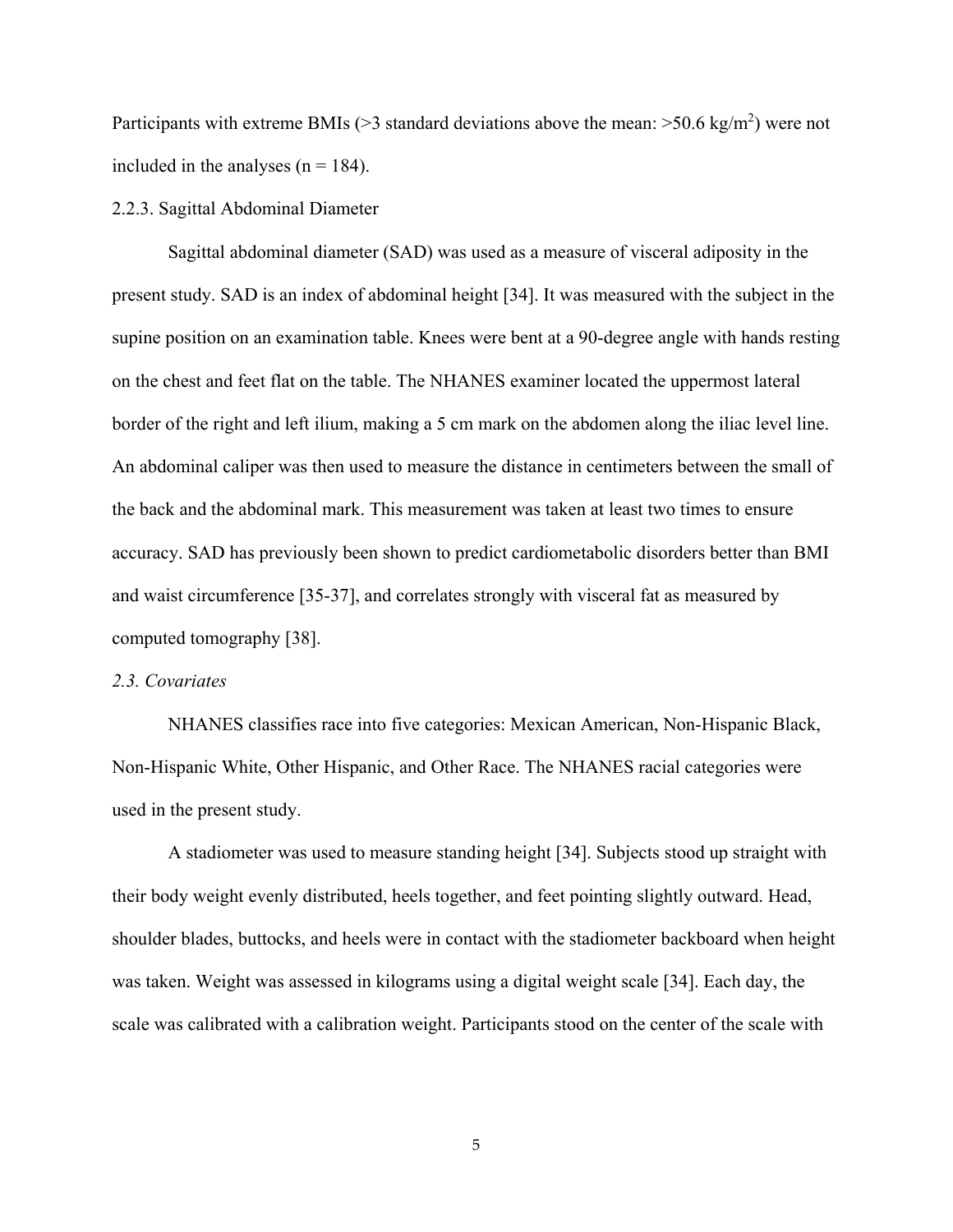Participants with extreme BMIs (>3 standard deviations above the mean: >50.6 kg/m$^2$) were not included in the analyses (n = 184).

2.2.3. Sagittal Abdominal Diameter

Sagittal abdominal diameter (SAD) was used as a measure of visceral adiposity in the present study. SAD is an index of abdominal height [34]. It was measured with the subject in the supine position on an examination table. Knees were bent at a 90-degree angle with hands resting on the chest and feet flat on the table. The NHANES examiner located the uppermost lateral border of the right and left ilium, making a 5 cm mark on the abdomen along the iliac level line. An abdominal caliper was then used to measure the distance in centimeters between the small of the back and the abdominal mark. This measurement was taken at least two times to ensure accuracy. SAD has previously been shown to predict cardiometabolic disorders better than BMI and waist circumference [35-37], and correlates strongly with visceral fat as measured by computed tomography [38].

*2.3. Covariates*

NHANES classifies race into five categories: Mexican American, Non-Hispanic Black, Non-Hispanic White, Other Hispanic, and Other Race. The NHANES racial categories were used in the present study.

A stadiometer was used to measure standing height [34]. Subjects stood up straight with their body weight evenly distributed, heels together, and feet pointing slightly outward. Head, shoulder blades, buttocks, and heels were in contact with the stadiometer backboard when height was taken. Weight was assessed in kilograms using a digital weight scale [34]. Each day, the scale was calibrated with a calibration weight. Participants stood on the center of the scale with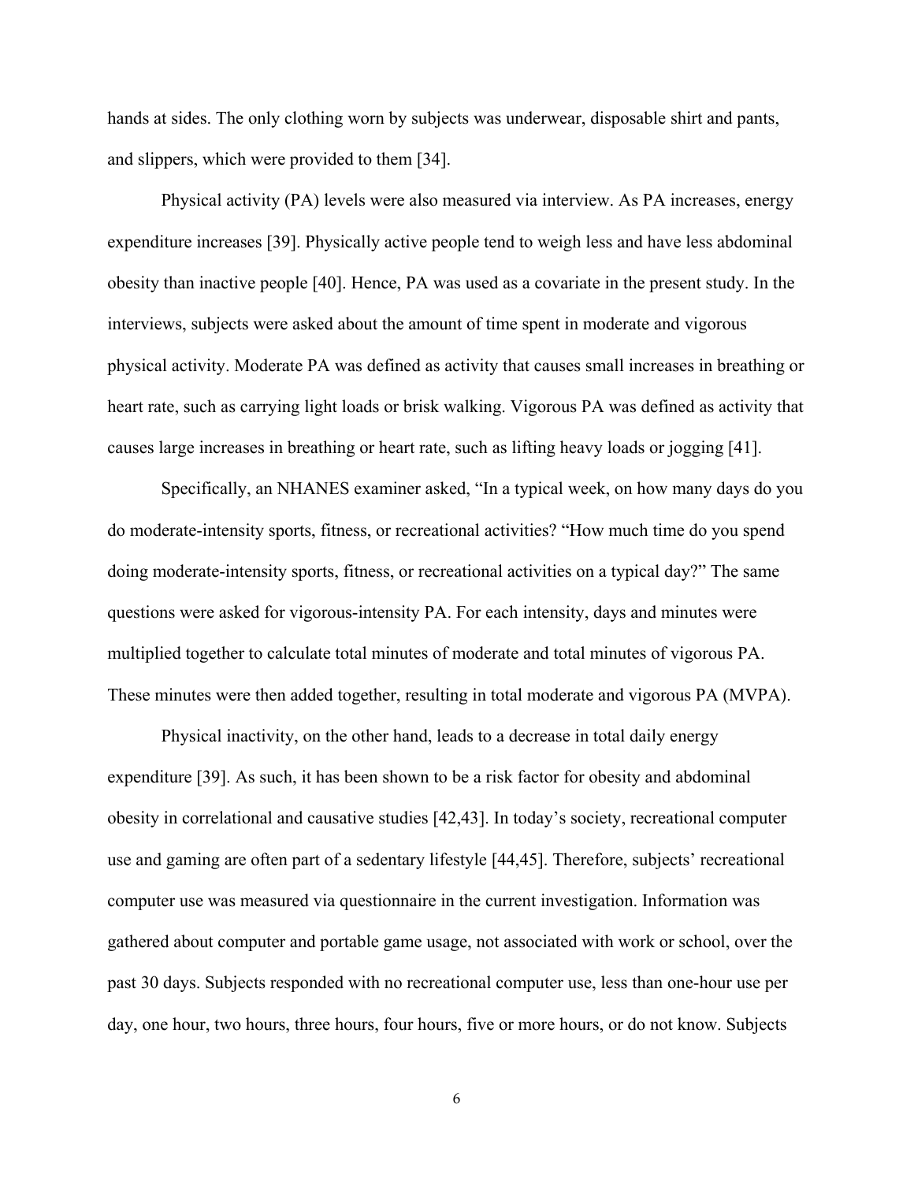hands at sides. The only clothing worn by subjects was underwear, disposable shirt and pants, and slippers, which were provided to them [34].

Physical activity (PA) levels were also measured via interview. As PA increases, energy expenditure increases [39]. Physically active people tend to weigh less and have less abdominal obesity than inactive people [40]. Hence, PA was used as a covariate in the present study. In the interviews, subjects were asked about the amount of time spent in moderate and vigorous physical activity. Moderate PA was defined as activity that causes small increases in breathing or heart rate, such as carrying light loads or brisk walking. Vigorous PA was defined as activity that causes large increases in breathing or heart rate, such as lifting heavy loads or jogging [41].

Specifically, an NHANES examiner asked, "In a typical week, on how many days do you do moderate-intensity sports, fitness, or recreational activities? "How much time do you spend doing moderate-intensity sports, fitness, or recreational activities on a typical day?" The same questions were asked for vigorous-intensity PA. For each intensity, days and minutes were multiplied together to calculate total minutes of moderate and total minutes of vigorous PA. These minutes were then added together, resulting in total moderate and vigorous PA (MVPA).

Physical inactivity, on the other hand, leads to a decrease in total daily energy expenditure [39]. As such, it has been shown to be a risk factor for obesity and abdominal obesity in correlational and causative studies [42,43]. In today's society, recreational computer use and gaming are often part of a sedentary lifestyle [44,45]. Therefore, subjects' recreational computer use was measured via questionnaire in the current investigation. Information was gathered about computer and portable game usage, not associated with work or school, over the past 30 days. Subjects responded with no recreational computer use, less than one-hour use per day, one hour, two hours, three hours, four hours, five or more hours, or do not know. Subjects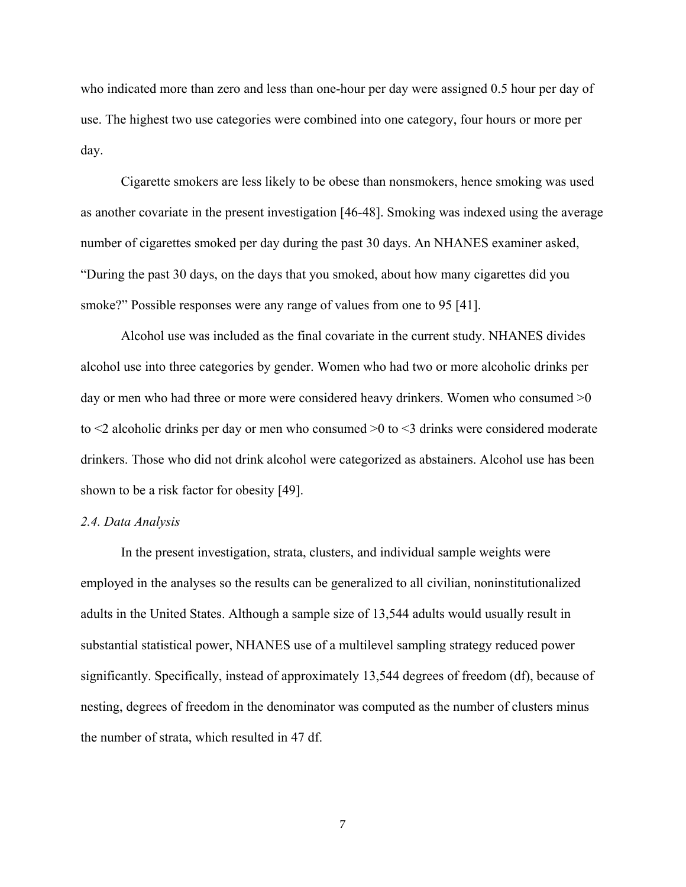who indicated more than zero and less than one-hour per day were assigned 0.5 hour per day of use. The highest two use categories were combined into one category, four hours or more per day.

Cigarette smokers are less likely to be obese than nonsmokers, hence smoking was used as another covariate in the present investigation [46-48]. Smoking was indexed using the average number of cigarettes smoked per day during the past 30 days. An NHANES examiner asked, "During the past 30 days, on the days that you smoked, about how many cigarettes did you smoke?" Possible responses were any range of values from one to 95 [41].

Alcohol use was included as the final covariate in the current study. NHANES divides alcohol use into three categories by gender. Women who had two or more alcoholic drinks per day or men who had three or more were considered heavy drinkers. Women who consumed >0 to <2 alcoholic drinks per day or men who consumed >0 to <3 drinks were considered moderate drinkers. Those who did not drink alcohol were categorized as abstainers. Alcohol use has been shown to be a risk factor for obesity [49].

*2.4. Data Analysis*

In the present investigation, strata, clusters, and individual sample weights were employed in the analyses so the results can be generalized to all civilian, noninstitutionalized adults in the United States. Although a sample size of 13,544 adults would usually result in substantial statistical power, NHANES use of a multilevel sampling strategy reduced power significantly. Specifically, instead of approximately 13,544 degrees of freedom (df), because of nesting, degrees of freedom in the denominator was computed as the number of clusters minus the number of strata, which resulted in 47 df.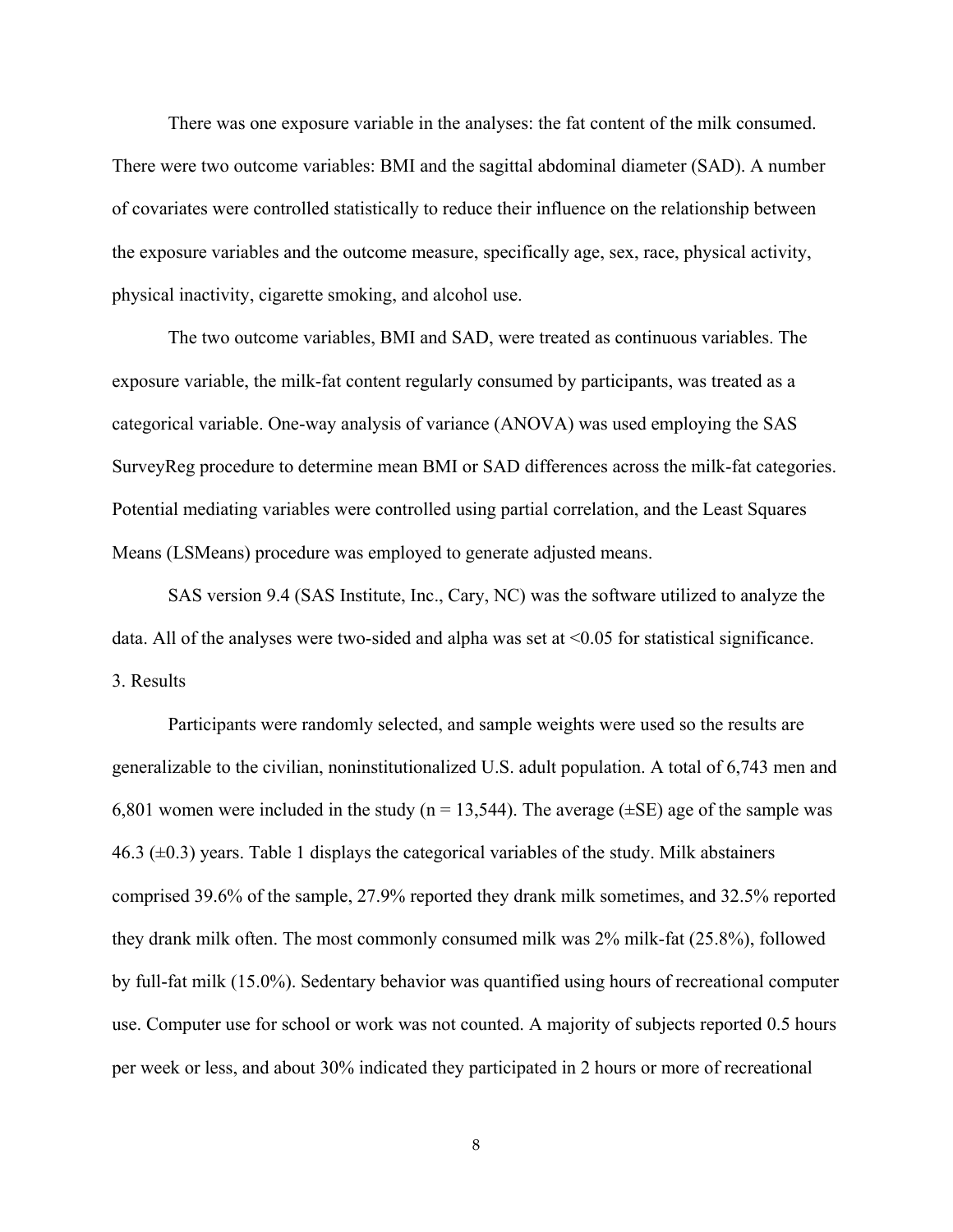There was one exposure variable in the analyses: the fat content of the milk consumed. There were two outcome variables: BMI and the sagittal abdominal diameter (SAD). A number of covariates were controlled statistically to reduce their influence on the relationship between the exposure variables and the outcome measure, specifically age, sex, race, physical activity, physical inactivity, cigarette smoking, and alcohol use.

The two outcome variables, BMI and SAD, were treated as continuous variables. The exposure variable, the milk-fat content regularly consumed by participants, was treated as a categorical variable. One-way analysis of variance (ANOVA) was used employing the SAS SurveyReg procedure to determine mean BMI or SAD differences across the milk-fat categories. Potential mediating variables were controlled using partial correlation, and the Least Squares Means (LSMeans) procedure was employed to generate adjusted means.

SAS version 9.4 (SAS Institute, Inc., Cary, NC) was the software utilized to analyze the data. All of the analyses were two-sided and alpha was set at <0.05 for statistical significance.

## 3. Results

Participants were randomly selected, and sample weights were used so the results are generalizable to the civilian, noninstitutionalized U.S. adult population. A total of 6,743 men and 6,801 women were included in the study (n = 13,544). The average (±SE) age of the sample was 46.3 (±0.3) years. Table 1 displays the categorical variables of the study. Milk abstainers comprised 39.6% of the sample, 27.9% reported they drank milk sometimes, and 32.5% reported they drank milk often. The most commonly consumed milk was 2% milk-fat (25.8%), followed by full-fat milk (15.0%). Sedentary behavior was quantified using hours of recreational computer use. Computer use for school or work was not counted. A majority of subjects reported 0.5 hours per week or less, and about 30% indicated they participated in 2 hours or more of recreational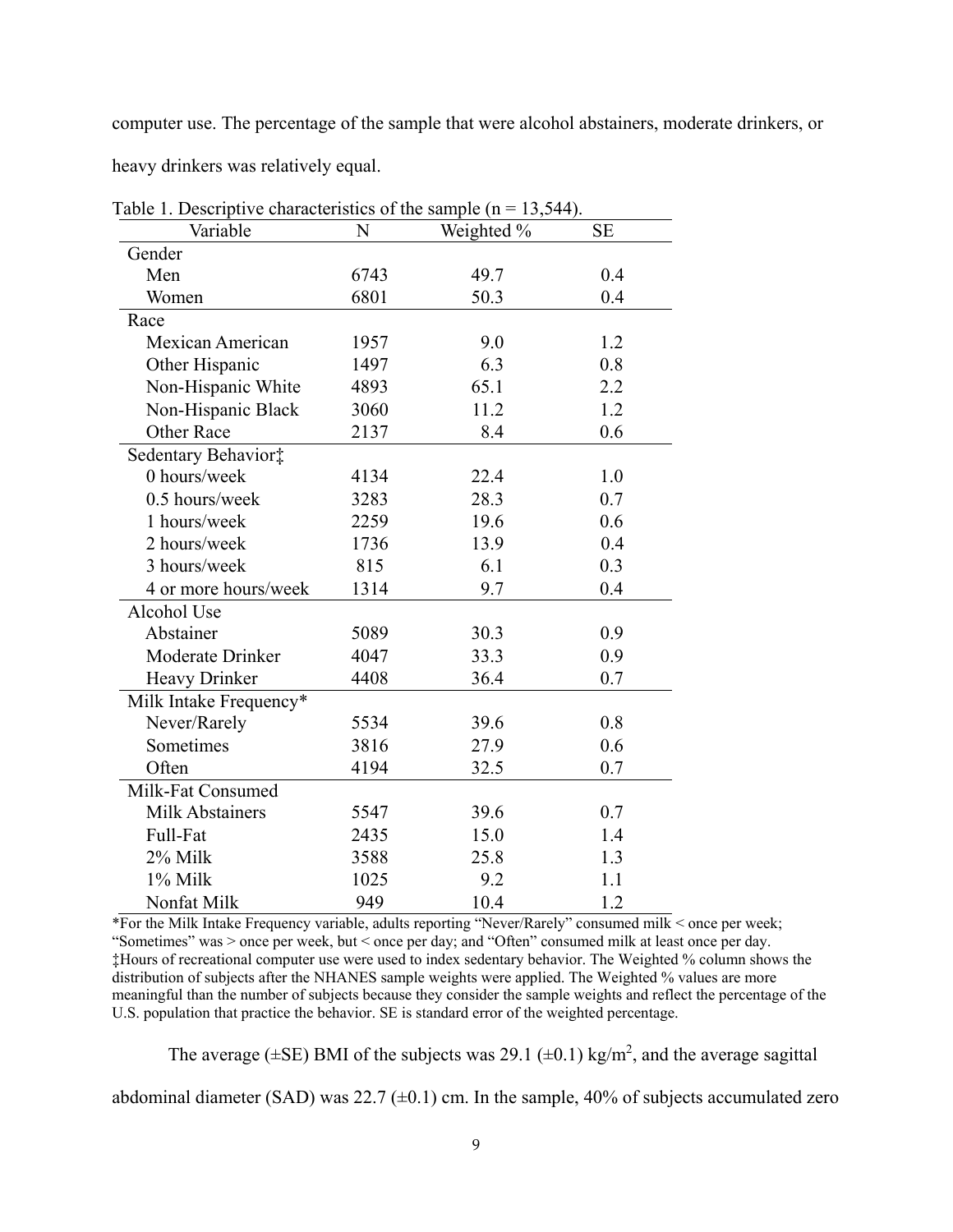computer use. The percentage of the sample that were alcohol abstainers, moderate drinkers, or heavy drinkers was relatively equal.

Table 1. Descriptive characteristics of the sample (n = 13,544).

| Variable | N | Weighted % | SE |
|---|---|---|---|
| Gender | | | |
| Men | 6743 | 49.7 | 0.4 |
| Women | 6801 | 50.3 | 0.4 |
| Race | | | |
| Mexican American | 1957 | 9.0 | 1.2 |
| Other Hispanic | 1497 | 6.3 | 0.8 |
| Non-Hispanic White | 4893 | 65.1 | 2.2 |
| Non-Hispanic Black | 3060 | 11.2 | 1.2 |
| Other Race | 2137 | 8.4 | 0.6 |
| Sedentary Behavior‡ | | | |
| 0 hours/week | 4134 | 22.4 | 1.0 |
| 0.5 hours/week | 3283 | 28.3 | 0.7 |
| 1 hours/week | 2259 | 19.6 | 0.6 |
| 2 hours/week | 1736 | 13.9 | 0.4 |
| 3 hours/week | 815 | 6.1 | 0.3 |
| 4 or more hours/week | 1314 | 9.7 | 0.4 |
| Alcohol Use | | | |
| Abstainer | 5089 | 30.3 | 0.9 |
| Moderate Drinker | 4047 | 33.3 | 0.9 |
| Heavy Drinker | 4408 | 36.4 | 0.7 |
| Milk Intake Frequency* | | | |
| Never/Rarely | 5534 | 39.6 | 0.8 |
| Sometimes | 3816 | 27.9 | 0.6 |
| Often | 4194 | 32.5 | 0.7 |
| Milk-Fat Consumed | | | |
| Milk Abstainers | 5547 | 39.6 | 0.7 |
| Full-Fat | 2435 | 15.0 | 1.4 |
| 2% Milk | 3588 | 25.8 | 1.3 |
| 1% Milk | 1025 | 9.2 | 1.1 |
| Nonfat Milk | 949 | 10.4 | 1.2 |

*For the Milk Intake Frequency variable, adults reporting "Never/Rarely" consumed milk < once per week; "Sometimes" was > once per week, but < once per day; and "Often" consumed milk at least once per day.
‡Hours of recreational computer use were used to index sedentary behavior. The Weighted % column shows the distribution of subjects after the NHANES sample weights were applied. The Weighted % values are more meaningful than the number of subjects because they consider the sample weights and reflect the percentage of the U.S. population that practice the behavior. SE is standard error of the weighted percentage.

The average (±SE) BMI of the subjects was 29.1 (±0.1) $kg/m^2$, and the average sagittal abdominal diameter (SAD) was 22.7 (±0.1) cm. In the sample, 40% of subjects accumulated zero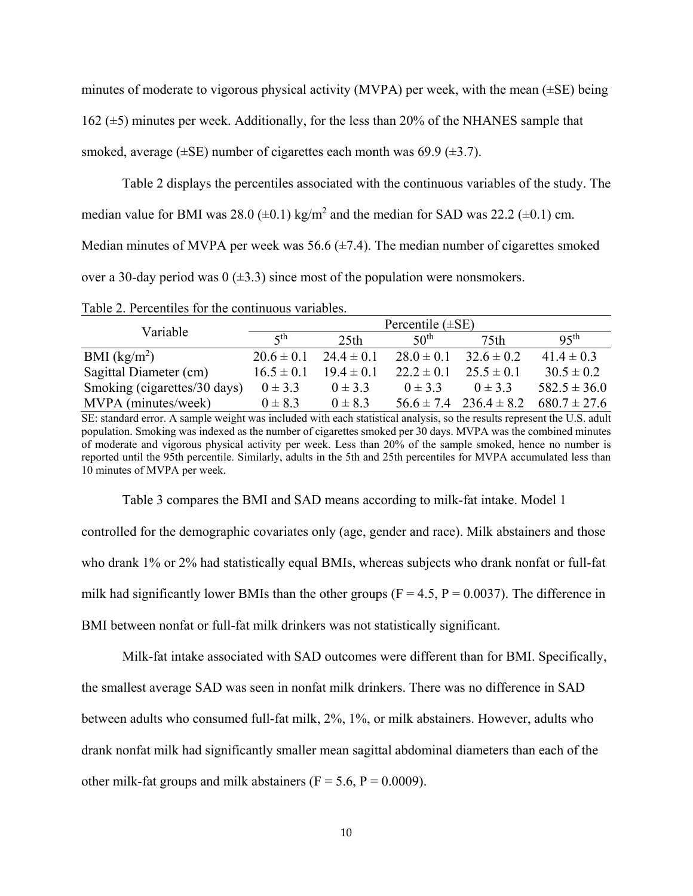minutes of moderate to vigorous physical activity (MVPA) per week, with the mean (±SE) being 162 (±5) minutes per week. Additionally, for the less than 20% of the NHANES sample that smoked, average (±SE) number of cigarettes each month was 69.9 (±3.7).

Table 2 displays the percentiles associated with the continuous variables of the study. The median value for BMI was 28.0 (±0.1) kg/m$^2$ and the median for SAD was 22.2 (±0.1) cm. Median minutes of MVPA per week was 56.6 (±7.4). The median number of cigarettes smoked over a 30-day period was 0 (±3.3) since most of the population were nonsmokers.

Table 2. Percentiles for the continuous variables.

| Variable | Percentile (±SE) | | | | |
|---|---|---|---|---|---|
| | 5$^{th}$ | 25th | 50$^{th}$ | 75th | 95$^{th}$ |
| BMI (kg/m$^2$) | 20.6 ± 0.1 | 24.4 ± 0.1 | 28.0 ± 0.1 | 32.6 ± 0.2 | 41.4 ± 0.3 |
| Sagittal Diameter (cm) | 16.5 ± 0.1 | 19.4 ± 0.1 | 22.2 ± 0.1 | 25.5 ± 0.1 | 30.5 ± 0.2 |
| Smoking (cigarettes/30 days) | 0 ± 3.3 | 0 ± 3.3 | 0 ± 3.3 | 0 ± 3.3 | 582.5 ± 36.0 |
| MVPA (minutes/week) | 0 ± 8.3 | 0 ± 8.3 | 56.6 ± 7.4 | 236.4 ± 8.2 | 680.7 ± 27.6 |

SE: standard error. A sample weight was included with each statistical analysis, so the results represent the U.S. adult population. Smoking was indexed as the number of cigarettes smoked per 30 days. MVPA was the combined minutes of moderate and vigorous physical activity per week. Less than 20% of the sample smoked, hence no number is reported until the 95th percentile. Similarly, adults in the 5th and 25th percentiles for MVPA accumulated less than 10 minutes of MVPA per week.

Table 3 compares the BMI and SAD means according to milk-fat intake. Model 1 controlled for the demographic covariates only (age, gender and race). Milk abstainers and those who drank 1% or 2% had statistically equal BMIs, whereas subjects who drank nonfat or full-fat milk had significantly lower BMIs than the other groups ($F = 4.5$, $P = 0.0037$). The difference in BMI between nonfat or full-fat milk drinkers was not statistically significant.

Milk-fat intake associated with SAD outcomes were different than for BMI. Specifically, the smallest average SAD was seen in nonfat milk drinkers. There was no difference in SAD between adults who consumed full-fat milk, 2%, 1%, or milk abstainers. However, adults who drank nonfat milk had significantly smaller mean sagittal abdominal diameters than each of the other milk-fat groups and milk abstainers ($F = 5.6$, $P = 0.0009$).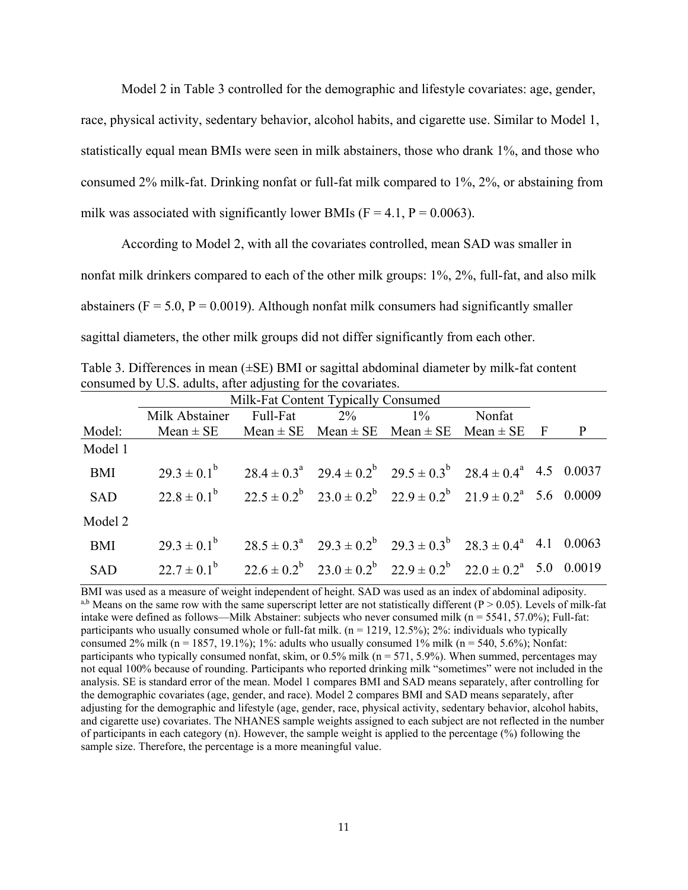Model 2 in Table 3 controlled for the demographic and lifestyle covariates: age, gender, race, physical activity, sedentary behavior, alcohol habits, and cigarette use. Similar to Model 1, statistically equal mean BMIs were seen in milk abstainers, those who drank 1%, and those who consumed 2% milk-fat. Drinking nonfat or full-fat milk compared to 1%, 2%, or abstaining from milk was associated with significantly lower BMIs ($F = 4.1$, $P = 0.0063$).

According to Model 2, with all the covariates controlled, mean SAD was smaller in nonfat milk drinkers compared to each of the other milk groups: 1%, 2%, full-fat, and also milk abstainers ($F = 5.0$, $P = 0.0019$). Although nonfat milk consumers had significantly smaller sagittal diameters, the other milk groups did not differ significantly from each other.

Table 3. Differences in mean (±SE) BMI or sagittal abdominal diameter by milk-fat content consumed by U.S. adults, after adjusting for the covariates.

| | Milk-Fat Content Typically Consumed | | | | | | |
|---|---|---|---|---|---|---|---|
| | Milk Abstainer | Full-Fat | 2% | 1% | Nonfat | | |
| Model: | Mean ± SE | Mean ± SE | Mean ± SE | Mean ± SE | Mean ± SE | F | P |
| Model 1 | | | | | | | |
| BMI | $29.3 \pm 0.1^{b}$ | $28.4 \pm 0.3^{a}$ | $29.4 \pm 0.2^{b}$ | $29.5 \pm 0.3^{b}$ | $28.4 \pm 0.4^{a}$ | 4.5 | 0.0037 |
| SAD | $22.8 \pm 0.1^{b}$ | $22.5 \pm 0.2^{b}$ | $23.0 \pm 0.2^{b}$ | $22.9 \pm 0.2^{b}$ | $21.9 \pm 0.2^{a}$ | 5.6 | 0.0009 |
| Model 2 | | | | | | | |
| BMI | $29.3 \pm 0.1^{b}$ | $28.5 \pm 0.3^{a}$ | $29.3 \pm 0.2^{b}$ | $29.3 \pm 0.3^{b}$ | $28.3 \pm 0.4^{a}$ | 4.1 | 0.0063 |
| SAD | $22.7 \pm 0.1^{b}$ | $22.6 \pm 0.2^{b}$ | $23.0 \pm 0.2^{b}$ | $22.9 \pm 0.2^{b}$ | $22.0 \pm 0.2^{a}$ | 5.0 | 0.0019 |

BMI was used as a measure of weight independent of height. SAD was used as an index of abdominal adiposity. [a,b] Means on the same row with the same superscript letter are not statistically different ($P > 0.05$). Levels of milk-fat intake were defined as follows—Milk Abstainer: subjects who never consumed milk (n = 5541, 57.0%); Full-fat: participants who usually consumed whole or full-fat milk. (n = 1219, 12.5%); 2%: individuals who typically consumed 2% milk (n = 1857, 19.1%); 1%: adults who usually consumed 1% milk (n = 540, 5.6%); Nonfat: participants who typically consumed nonfat, skim, or 0.5% milk (n = 571, 5.9%). When summed, percentages may not equal 100% because of rounding. Participants who reported drinking milk "sometimes" were not included in the analysis. SE is standard error of the mean. Model 1 compares BMI and SAD means separately, after controlling for the demographic covariates (age, gender, and race). Model 2 compares BMI and SAD means separately, after adjusting for the demographic and lifestyle (age, gender, race, physical activity, sedentary behavior, alcohol habits, and cigarette use) covariates. The NHANES sample weights assigned to each subject are not reflected in the number of participants in each category (n). However, the sample weight is applied to the percentage (%) following the sample size. Therefore, the percentage is a more meaningful value.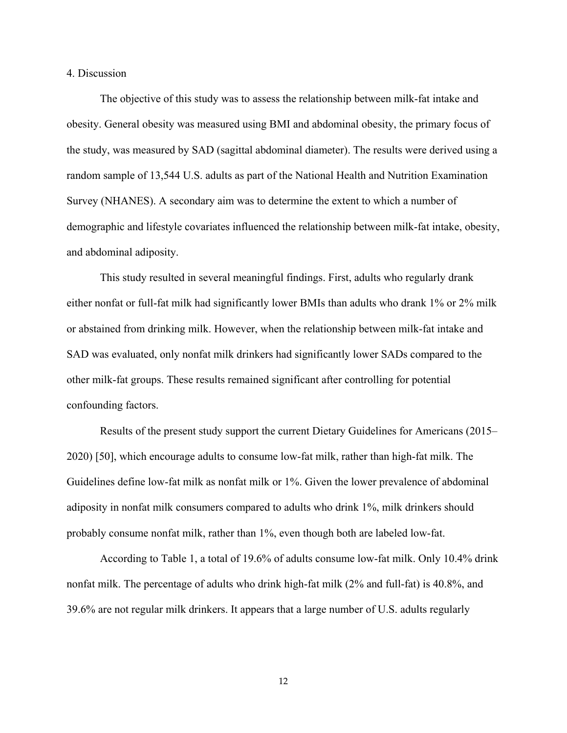## 4. Discussion

The objective of this study was to assess the relationship between milk-fat intake and obesity. General obesity was measured using BMI and abdominal obesity, the primary focus of the study, was measured by SAD (sagittal abdominal diameter). The results were derived using a random sample of 13,544 U.S. adults as part of the National Health and Nutrition Examination Survey (NHANES). A secondary aim was to determine the extent to which a number of demographic and lifestyle covariates influenced the relationship between milk-fat intake, obesity, and abdominal adiposity.

This study resulted in several meaningful findings. First, adults who regularly drank either nonfat or full-fat milk had significantly lower BMIs than adults who drank 1% or 2% milk or abstained from drinking milk. However, when the relationship between milk-fat intake and SAD was evaluated, only nonfat milk drinkers had significantly lower SADs compared to the other milk-fat groups. These results remained significant after controlling for potential confounding factors.

Results of the present study support the current Dietary Guidelines for Americans (2015–2020) [50], which encourage adults to consume low-fat milk, rather than high-fat milk. The Guidelines define low-fat milk as nonfat milk or 1%. Given the lower prevalence of abdominal adiposity in nonfat milk consumers compared to adults who drink 1%, milk drinkers should probably consume nonfat milk, rather than 1%, even though both are labeled low-fat.

According to Table 1, a total of 19.6% of adults consume low-fat milk. Only 10.4% drink nonfat milk. The percentage of adults who drink high-fat milk (2% and full-fat) is 40.8%, and 39.6% are not regular milk drinkers. It appears that a large number of U.S. adults regularly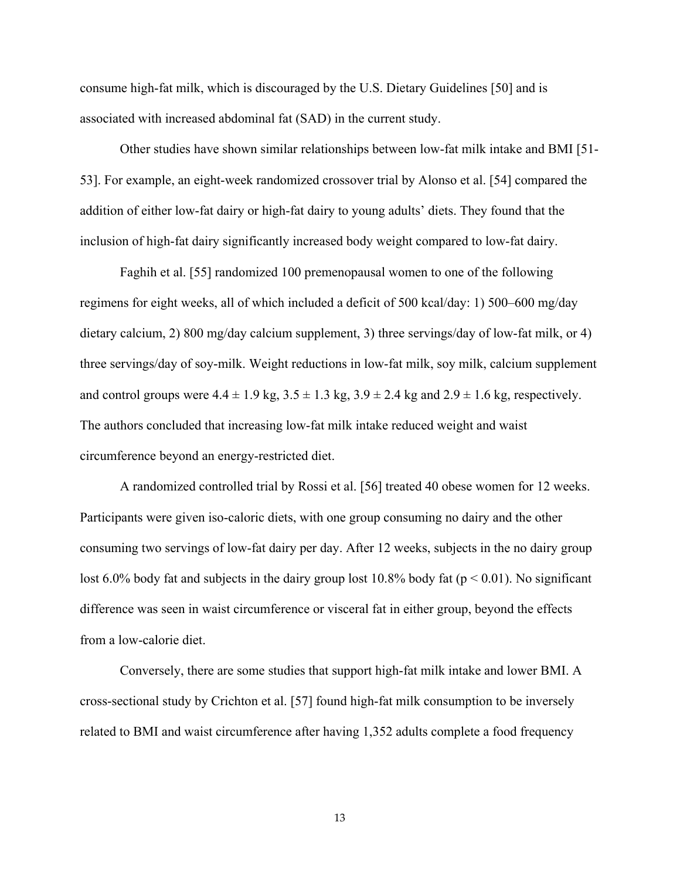consume high-fat milk, which is discouraged by the U.S. Dietary Guidelines [50] and is associated with increased abdominal fat (SAD) in the current study.

Other studies have shown similar relationships between low-fat milk intake and BMI [51-53]. For example, an eight-week randomized crossover trial by Alonso et al. [54] compared the addition of either low-fat dairy or high-fat dairy to young adults' diets. They found that the inclusion of high-fat dairy significantly increased body weight compared to low-fat dairy.

Faghih et al. [55] randomized 100 premenopausal women to one of the following regimens for eight weeks, all of which included a deficit of 500 kcal/day: 1) 500–600 mg/day dietary calcium, 2) 800 mg/day calcium supplement, 3) three servings/day of low-fat milk, or 4) three servings/day of soy-milk. Weight reductions in low-fat milk, soy milk, calcium supplement and control groups were $4.4 \pm 1.9$ kg, $3.5 \pm 1.3$ kg, $3.9 \pm 2.4$ kg and $2.9 \pm 1.6$ kg, respectively. The authors concluded that increasing low-fat milk intake reduced weight and waist circumference beyond an energy-restricted diet.

A randomized controlled trial by Rossi et al. [56] treated 40 obese women for 12 weeks. Participants were given iso-caloric diets, with one group consuming no dairy and the other consuming two servings of low-fat dairy per day. After 12 weeks, subjects in the no dairy group lost 6.0% body fat and subjects in the dairy group lost 10.8% body fat ($p < 0.01$). No significant difference was seen in waist circumference or visceral fat in either group, beyond the effects from a low-calorie diet.

Conversely, there are some studies that support high-fat milk intake and lower BMI. A cross-sectional study by Crichton et al. [57] found high-fat milk consumption to be inversely related to BMI and waist circumference after having 1,352 adults complete a food frequency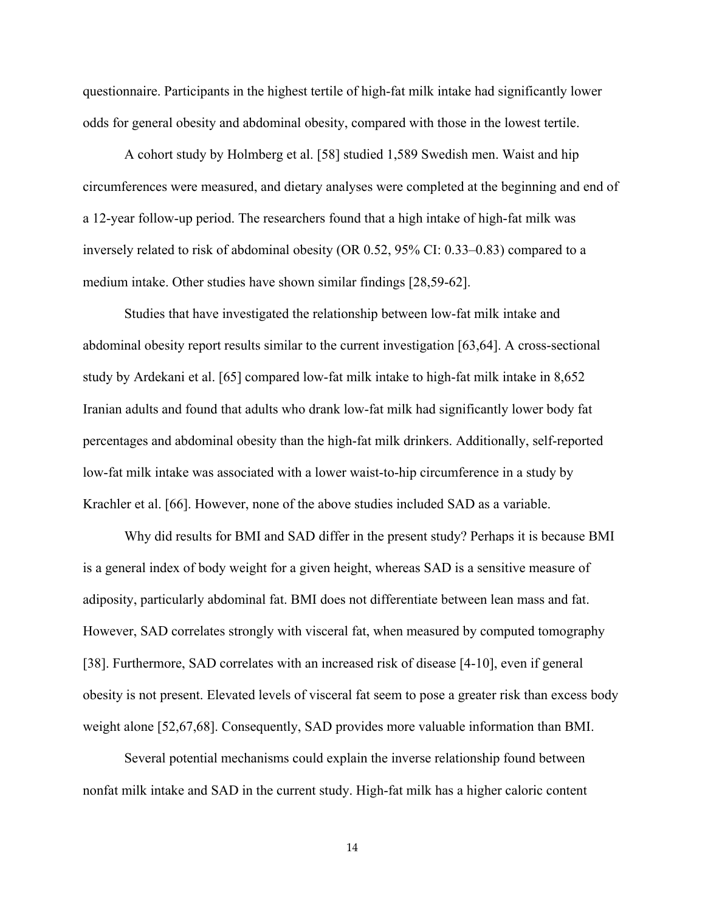questionnaire. Participants in the highest tertile of high-fat milk intake had significantly lower odds for general obesity and abdominal obesity, compared with those in the lowest tertile.

A cohort study by Holmberg et al. [58] studied 1,589 Swedish men. Waist and hip circumferences were measured, and dietary analyses were completed at the beginning and end of a 12-year follow-up period. The researchers found that a high intake of high-fat milk was inversely related to risk of abdominal obesity (OR 0.52, 95% CI: 0.33–0.83) compared to a medium intake. Other studies have shown similar findings [28,59-62].

Studies that have investigated the relationship between low-fat milk intake and abdominal obesity report results similar to the current investigation [63,64]. A cross-sectional study by Ardekani et al. [65] compared low-fat milk intake to high-fat milk intake in 8,652 Iranian adults and found that adults who drank low-fat milk had significantly lower body fat percentages and abdominal obesity than the high-fat milk drinkers. Additionally, self-reported low-fat milk intake was associated with a lower waist-to-hip circumference in a study by Krachler et al. [66]. However, none of the above studies included SAD as a variable.

Why did results for BMI and SAD differ in the present study? Perhaps it is because BMI is a general index of body weight for a given height, whereas SAD is a sensitive measure of adiposity, particularly abdominal fat. BMI does not differentiate between lean mass and fat. However, SAD correlates strongly with visceral fat, when measured by computed tomography [38]. Furthermore, SAD correlates with an increased risk of disease [4-10], even if general obesity is not present. Elevated levels of visceral fat seem to pose a greater risk than excess body weight alone [52,67,68]. Consequently, SAD provides more valuable information than BMI.

Several potential mechanisms could explain the inverse relationship found between nonfat milk intake and SAD in the current study. High-fat milk has a higher caloric content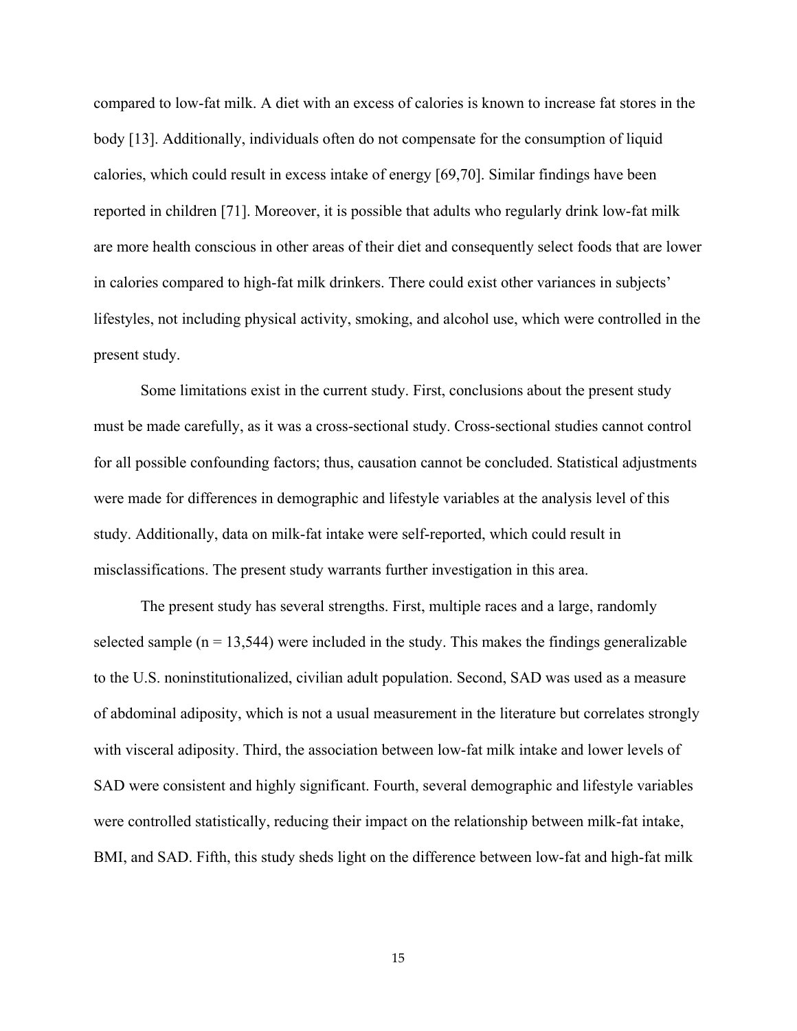compared to low-fat milk. A diet with an excess of calories is known to increase fat stores in the body [13]. Additionally, individuals often do not compensate for the consumption of liquid calories, which could result in excess intake of energy [69,70]. Similar findings have been reported in children [71]. Moreover, it is possible that adults who regularly drink low-fat milk are more health conscious in other areas of their diet and consequently select foods that are lower in calories compared to high-fat milk drinkers. There could exist other variances in subjects' lifestyles, not including physical activity, smoking, and alcohol use, which were controlled in the present study.

Some limitations exist in the current study. First, conclusions about the present study must be made carefully, as it was a cross-sectional study. Cross-sectional studies cannot control for all possible confounding factors; thus, causation cannot be concluded. Statistical adjustments were made for differences in demographic and lifestyle variables at the analysis level of this study. Additionally, data on milk-fat intake were self-reported, which could result in misclassifications. The present study warrants further investigation in this area.

The present study has several strengths. First, multiple races and a large, randomly selected sample (n = 13,544) were included in the study. This makes the findings generalizable to the U.S. noninstitutionalized, civilian adult population. Second, SAD was used as a measure of abdominal adiposity, which is not a usual measurement in the literature but correlates strongly with visceral adiposity. Third, the association between low-fat milk intake and lower levels of SAD were consistent and highly significant. Fourth, several demographic and lifestyle variables were controlled statistically, reducing their impact on the relationship between milk-fat intake, BMI, and SAD. Fifth, this study sheds light on the difference between low-fat and high-fat milk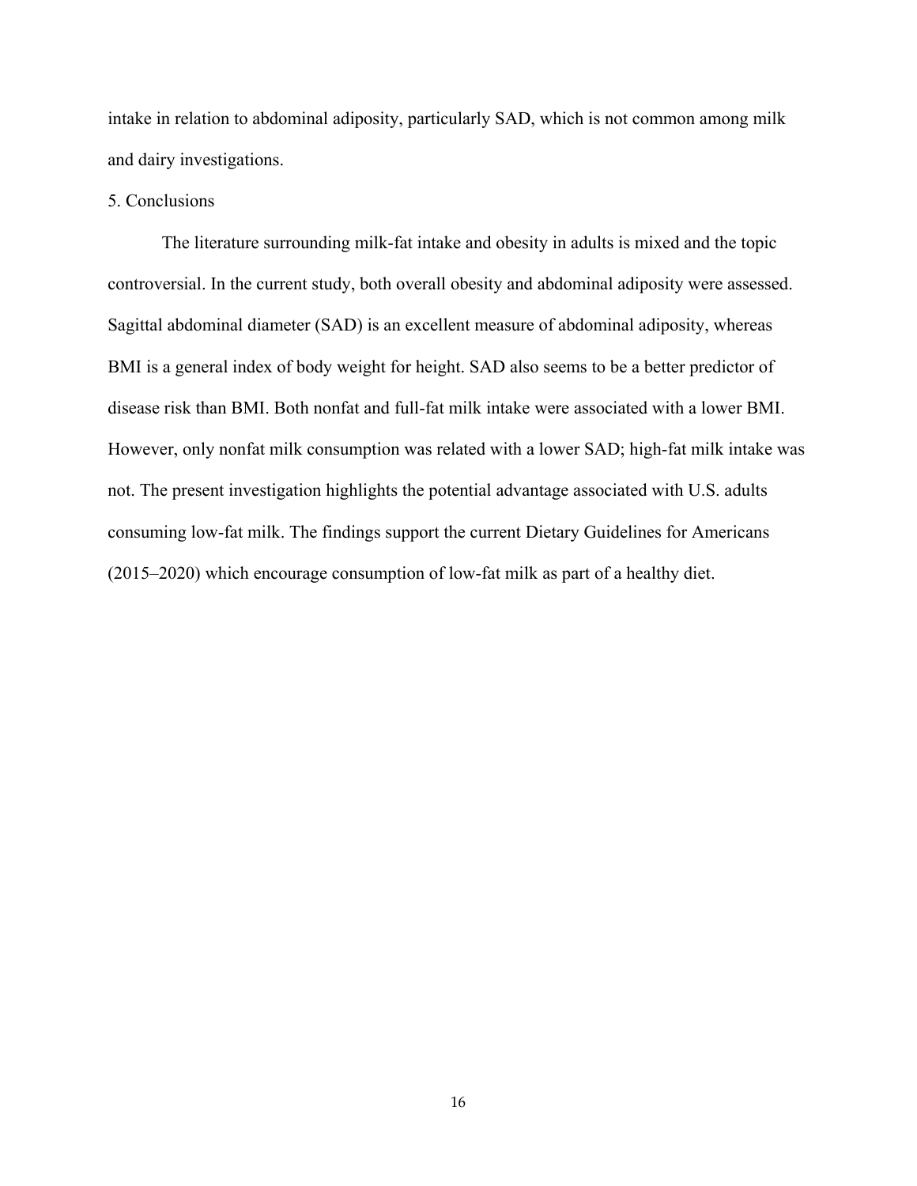intake in relation to abdominal adiposity, particularly SAD, which is not common among milk and dairy investigations.

## 5. Conclusions

The literature surrounding milk-fat intake and obesity in adults is mixed and the topic controversial. In the current study, both overall obesity and abdominal adiposity were assessed. Sagittal abdominal diameter (SAD) is an excellent measure of abdominal adiposity, whereas BMI is a general index of body weight for height. SAD also seems to be a better predictor of disease risk than BMI. Both nonfat and full-fat milk intake were associated with a lower BMI. However, only nonfat milk consumption was related with a lower SAD; high-fat milk intake was not. The present investigation highlights the potential advantage associated with U.S. adults consuming low-fat milk. The findings support the current Dietary Guidelines for Americans (2015–2020) which encourage consumption of low-fat milk as part of a healthy diet.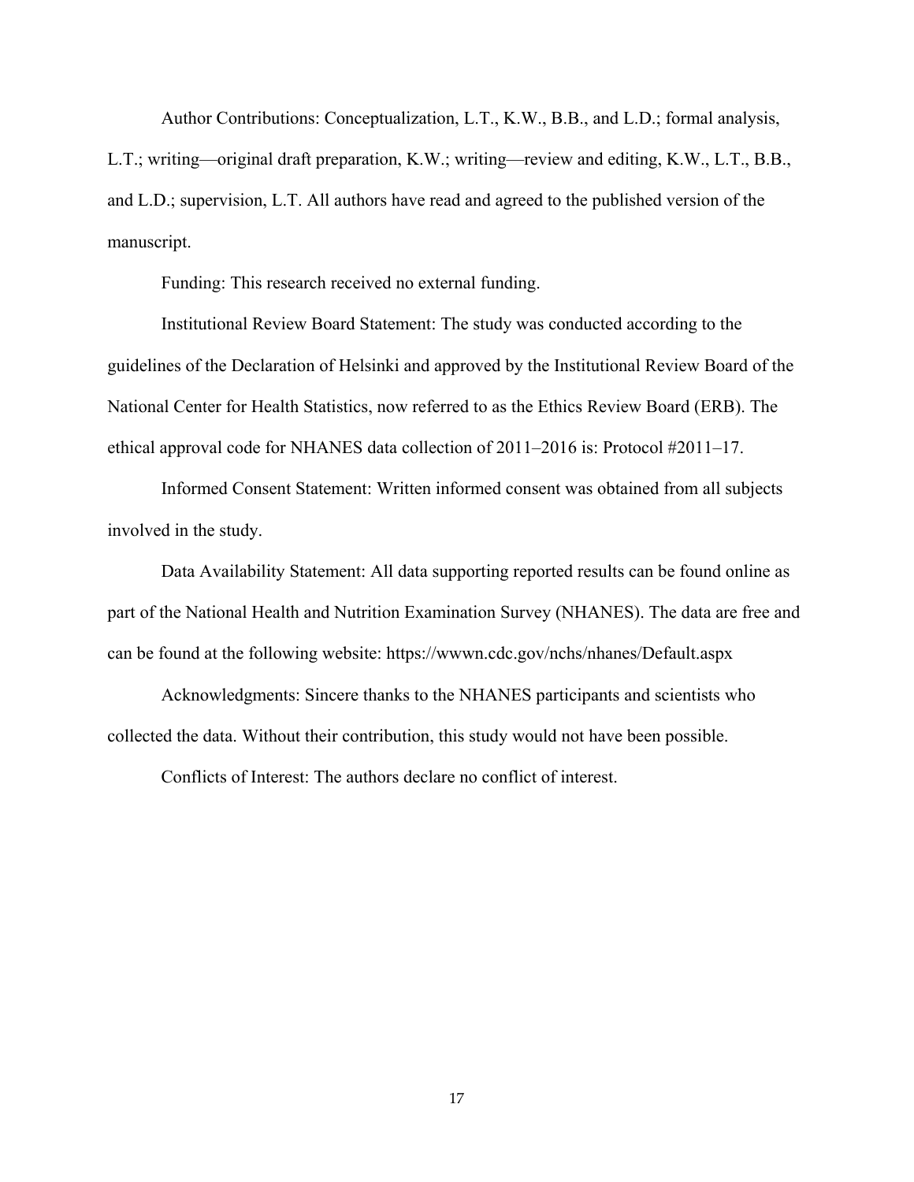Author Contributions: Conceptualization, L.T., K.W., B.B., and L.D.; formal analysis, L.T.; writing—original draft preparation, K.W.; writing—review and editing, K.W., L.T., B.B., and L.D.; supervision, L.T. All authors have read and agreed to the published version of the manuscript.

Funding: This research received no external funding.

Institutional Review Board Statement: The study was conducted according to the guidelines of the Declaration of Helsinki and approved by the Institutional Review Board of the National Center for Health Statistics, now referred to as the Ethics Review Board (ERB). The ethical approval code for NHANES data collection of 2011–2016 is: Protocol #2011–17.

Informed Consent Statement: Written informed consent was obtained from all subjects involved in the study.

Data Availability Statement: All data supporting reported results can be found online as part of the National Health and Nutrition Examination Survey (NHANES). The data are free and can be found at the following website: https://wwwn.cdc.gov/nchs/nhanes/Default.aspx

Acknowledgments: Sincere thanks to the NHANES participants and scientists who collected the data. Without their contribution, this study would not have been possible.

Conflicts of Interest: The authors declare no conflict of interest.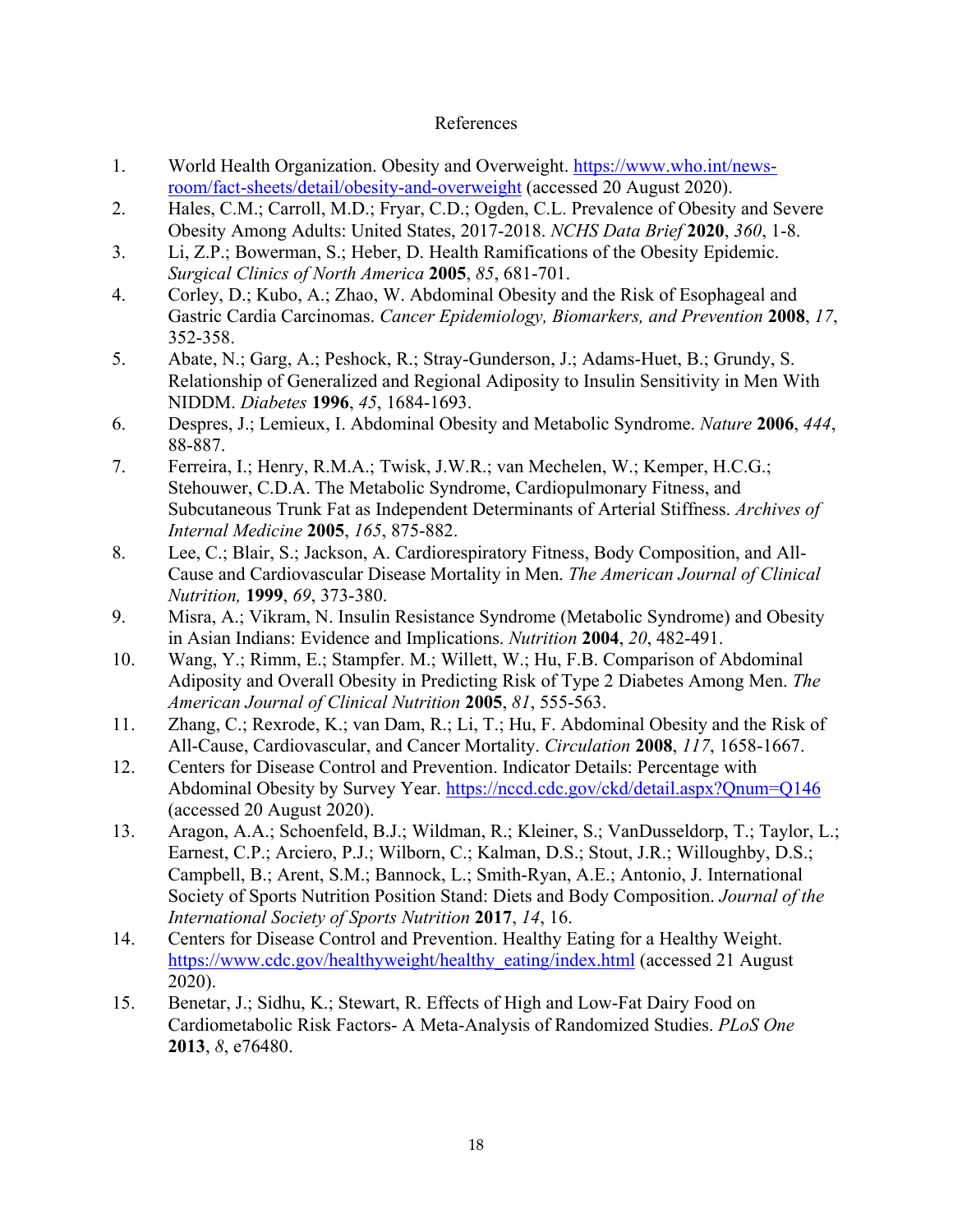# References

1. World Health Organization. Obesity and Overweight. [https://www.who.int/news-room/fact-sheets/detail/obesity-and-overweight](https://www.who.int/news-room/fact-sheets/detail/obesity-and-overweight) (accessed 20 August 2020).
2. Hales, C.M.; Carroll, M.D.; Fryar, C.D.; Ogden, C.L. Prevalence of Obesity and Severe Obesity Among Adults: United States, 2017-2018. *NCHS Data Brief* **2020**, *360*, 1-8.
3. Li, Z.P.; Bowerman, S.; Heber, D. Health Ramifications of the Obesity Epidemic. *Surgical Clinics of North America* **2005**, *85*, 681-701.
4. Corley, D.; Kubo, A.; Zhao, W. Abdominal Obesity and the Risk of Esophageal and Gastric Cardia Carcinomas. *Cancer Epidemiology, Biomarkers, and Prevention* **2008**, *17*, 352-358.
5. Abate, N.; Garg, A.; Peshock, R.; Stray-Gunderson, J.; Adams-Huet, B.; Grundy, S. Relationship of Generalized and Regional Adiposity to Insulin Sensitivity in Men With NIDDM. *Diabetes* **1996**, *45*, 1684-1693.
6. Despres, J.; Lemieux, I. Abdominal Obesity and Metabolic Syndrome. *Nature* **2006**, *444*, 88-887.
7. Ferreira, I.; Henry, R.M.A.; Twisk, J.W.R.; van Mechelen, W.; Kemper, H.C.G.; Stehouwer, C.D.A. The Metabolic Syndrome, Cardiopulmonary Fitness, and Subcutaneous Trunk Fat as Independent Determinants of Arterial Stiffness. *Archives of Internal Medicine* **2005**, *165*, 875-882.
8. Lee, C.; Blair, S.; Jackson, A. Cardiorespiratory Fitness, Body Composition, and All-Cause and Cardiovascular Disease Mortality in Men. *The American Journal of Clinical Nutrition,* **1999**, *69*, 373-380.
9. Misra, A.; Vikram, N. Insulin Resistance Syndrome (Metabolic Syndrome) and Obesity in Asian Indians: Evidence and Implications. *Nutrition* **2004**, *20*, 482-491.
10. Wang, Y.; Rimm, E.; Stampfer. M.; Willett, W.; Hu, F.B. Comparison of Abdominal Adiposity and Overall Obesity in Predicting Risk of Type 2 Diabetes Among Men. *The American Journal of Clinical Nutrition* **2005**, *81*, 555-563.
11. Zhang, C.; Rexrode, K.; van Dam, R.; Li, T.; Hu, F. Abdominal Obesity and the Risk of All-Cause, Cardiovascular, and Cancer Mortality. *Circulation* **2008**, *117*, 1658-1667.
12. Centers for Disease Control and Prevention. Indicator Details: Percentage with Abdominal Obesity by Survey Year. [https://nccd.cdc.gov/ckd/detail.aspx?Qnum=Q146](https://nccd.cdc.gov/ckd/detail.aspx?Qnum=Q146) (accessed 20 August 2020).
13. Aragon, A.A.; Schoenfeld, B.J.; Wildman, R.; Kleiner, S.; VanDusseldorp, T.; Taylor, L.; Earnest, C.P.; Arciero, P.J.; Wilborn, C.; Kalman, D.S.; Stout, J.R.; Willoughby, D.S.; Campbell, B.; Arent, S.M.; Bannock, L.; Smith-Ryan, A.E.; Antonio, J. International Society of Sports Nutrition Position Stand: Diets and Body Composition. *Journal of the International Society of Sports Nutrition* **2017**, *14*, 16.
14. Centers for Disease Control and Prevention. Healthy Eating for a Healthy Weight. [https://www.cdc.gov/healthyweight/healthy_eating/index.html](https://www.cdc.gov/healthyweight/healthy_eating/index.html) (accessed 21 August 2020).
15. Benetar, J.; Sidhu, K.; Stewart, R. Effects of High and Low-Fat Dairy Food on Cardiometabolic Risk Factors- A Meta-Analysis of Randomized Studies. *PLoS One* **2013**, *8*, e76480.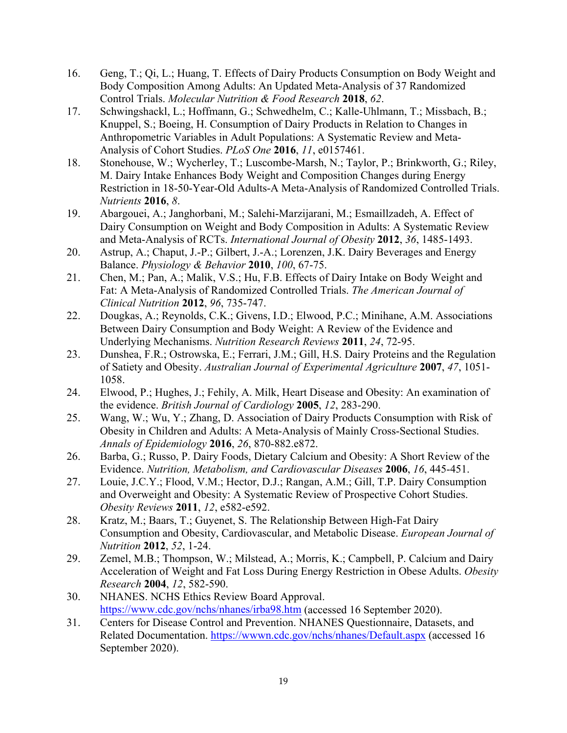16. Geng, T.; Qi, L.; Huang, T. Effects of Dairy Products Consumption on Body Weight and Body Composition Among Adults: An Updated Meta-Analysis of 37 Randomized Control Trials. *Molecular Nutrition & Food Research* **2018**, *62*.
17. Schwingshackl, L.; Hoffmann, G.; Schwedhelm, C.; Kalle-Uhlmann, T.; Missbach, B.; Knuppel, S.; Boeing, H. Consumption of Dairy Products in Relation to Changes in Anthropometric Variables in Adult Populations: A Systematic Review and Meta-Analysis of Cohort Studies. *PLoS One* **2016**, *11*, e0157461.
18. Stonehouse, W.; Wycherley, T.; Luscombe-Marsh, N.; Taylor, P.; Brinkworth, G.; Riley, M. Dairy Intake Enhances Body Weight and Composition Changes during Energy Restriction in 18-50-Year-Old Adults-A Meta-Analysis of Randomized Controlled Trials. *Nutrients* **2016**, *8*.
19. Abargouei, A.; Janghorbani, M.; Salehi-Marzijarani, M.; Esmaillzadeh, A. Effect of Dairy Consumption on Weight and Body Composition in Adults: A Systematic Review and Meta-Analysis of RCTs. *International Journal of Obesity* **2012**, *36*, 1485-1493.
20. Astrup, A.; Chaput, J.-P.; Gilbert, J.-A.; Lorenzen, J.K. Dairy Beverages and Energy Balance. *Physiology & Behavior* **2010**, *100*, 67-75.
21. Chen, M.; Pan, A.; Malik, V.S.; Hu, F.B. Effects of Dairy Intake on Body Weight and Fat: A Meta-Analysis of Randomized Controlled Trials. *The American Journal of Clinical Nutrition* **2012**, *96*, 735-747.
22. Dougkas, A.; Reynolds, C.K.; Givens, I.D.; Elwood, P.C.; Minihane, A.M. Associations Between Dairy Consumption and Body Weight: A Review of the Evidence and Underlying Mechanisms. *Nutrition Research Reviews* **2011**, *24*, 72-95.
23. Dunshea, F.R.; Ostrowska, E.; Ferrari, J.M.; Gill, H.S. Dairy Proteins and the Regulation of Satiety and Obesity. *Australian Journal of Experimental Agriculture* **2007**, *47*, 1051-1058.
24. Elwood, P.; Hughes, J.; Fehily, A. Milk, Heart Disease and Obesity: An examination of the evidence. *British Journal of Cardiology* **2005**, *12*, 283-290.
25. Wang, W.; Wu, Y.; Zhang, D. Association of Dairy Products Consumption with Risk of Obesity in Children and Adults: A Meta-Analysis of Mainly Cross-Sectional Studies. *Annals of Epidemiology* **2016**, *26*, 870-882.e872.
26. Barba, G.; Russo, P. Dairy Foods, Dietary Calcium and Obesity: A Short Review of the Evidence. *Nutrition, Metabolism, and Cardiovascular Diseases* **2006**, *16*, 445-451.
27. Louie, J.C.Y.; Flood, V.M.; Hector, D.J.; Rangan, A.M.; Gill, T.P. Dairy Consumption and Overweight and Obesity: A Systematic Review of Prospective Cohort Studies. *Obesity Reviews* **2011**, *12*, e582-e592.
28. Kratz, M.; Baars, T.; Guyenet, S. The Relationship Between High-Fat Dairy Consumption and Obesity, Cardiovascular, and Metabolic Disease. *European Journal of Nutrition* **2012**, *52*, 1-24.
29. Zemel, M.B.; Thompson, W.; Milstead, A.; Morris, K.; Campbell, P. Calcium and Dairy Acceleration of Weight and Fat Loss During Energy Restriction in Obese Adults. *Obesity Research* **2004**, *12*, 582-590.
30. NHANES. NCHS Ethics Review Board Approval. https://www.cdc.gov/nchs/nhanes/irba98.htm (accessed 16 September 2020).
31. Centers for Disease Control and Prevention. NHANES Questionnaire, Datasets, and Related Documentation. https://wwwn.cdc.gov/nchs/nhanes/Default.aspx (accessed 16 September 2020).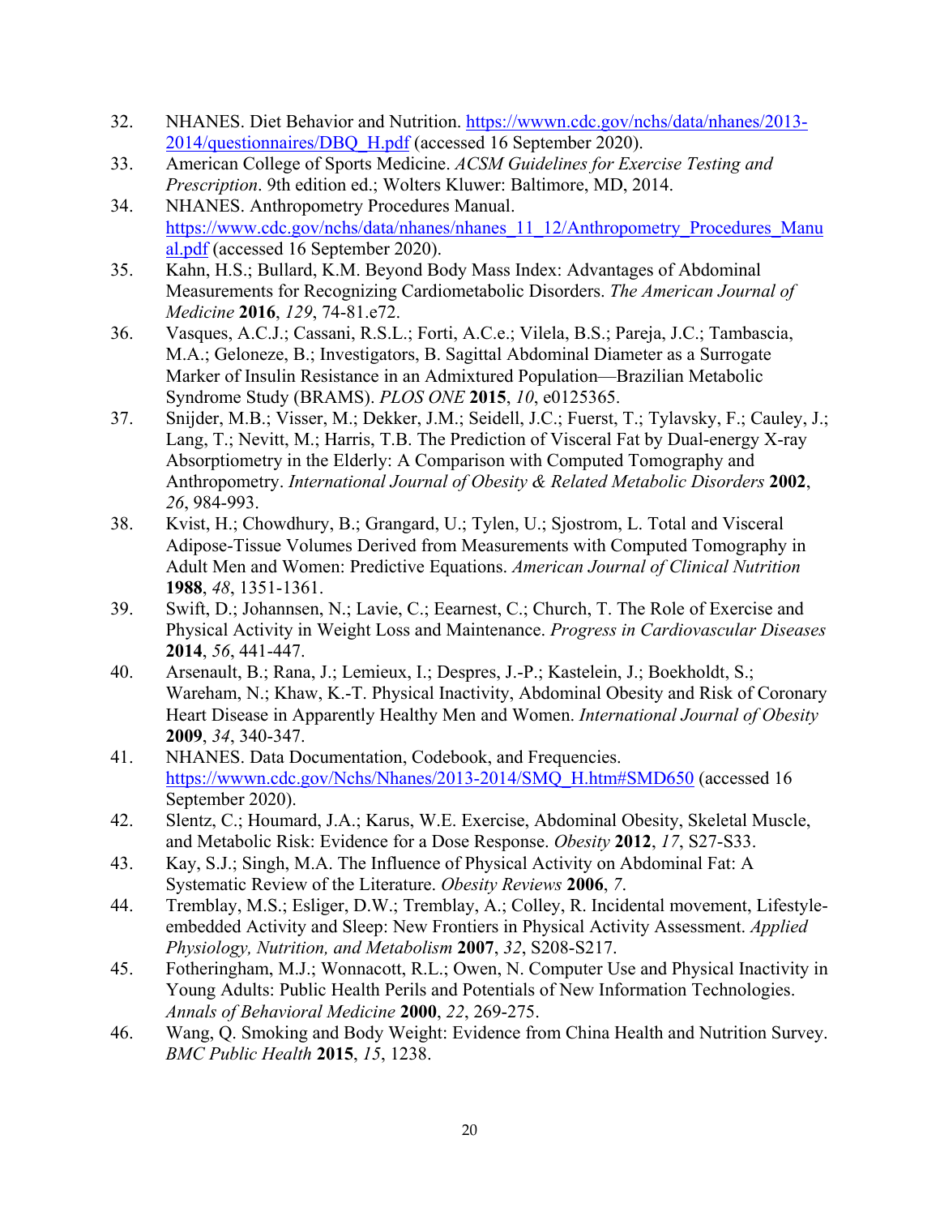32. NHANES. Diet Behavior and Nutrition. https://wwwn.cdc.gov/nchs/data/nhanes/2013-2014/questionnaires/DBQ_H.pdf (accessed 16 September 2020).
33. American College of Sports Medicine. *ACSM Guidelines for Exercise Testing and Prescription*. 9th edition ed.; Wolters Kluwer: Baltimore, MD, 2014.
34. NHANES. Anthropometry Procedures Manual. https://www.cdc.gov/nchs/data/nhanes/nhanes_11_12/Anthropometry_Procedures_Manual.pdf (accessed 16 September 2020).
35. Kahn, H.S.; Bullard, K.M. Beyond Body Mass Index: Advantages of Abdominal Measurements for Recognizing Cardiometabolic Disorders. *The American Journal of Medicine* **2016**, *129*, 74-81.e72.
36. Vasques, A.C.J.; Cassani, R.S.L.; Forti, A.C.e.; Vilela, B.S.; Pareja, J.C.; Tambascia, M.A.; Geloneze, B.; Investigators, B. Sagittal Abdominal Diameter as a Surrogate Marker of Insulin Resistance in an Admixtured Population—Brazilian Metabolic Syndrome Study (BRAMS). *PLOS ONE* **2015**, *10*, e0125365.
37. Snijder, M.B.; Visser, M.; Dekker, J.M.; Seidell, J.C.; Fuerst, T.; Tylavsky, F.; Cauley, J.; Lang, T.; Nevitt, M.; Harris, T.B. The Prediction of Visceral Fat by Dual-energy X-ray Absorptiometry in the Elderly: A Comparison with Computed Tomography and Anthropometry. *International Journal of Obesity & Related Metabolic Disorders* **2002**, *26*, 984-993.
38. Kvist, H.; Chowdhury, B.; Grangard, U.; Tylen, U.; Sjostrom, L. Total and Visceral Adipose-Tissue Volumes Derived from Measurements with Computed Tomography in Adult Men and Women: Predictive Equations. *American Journal of Clinical Nutrition* **1988**, *48*, 1351-1361.
39. Swift, D.; Johannsen, N.; Lavie, C.; Eearnest, C.; Church, T. The Role of Exercise and Physical Activity in Weight Loss and Maintenance. *Progress in Cardiovascular Diseases* **2014**, *56*, 441-447.
40. Arsenault, B.; Rana, J.; Lemieux, I.; Despres, J.-P.; Kastelein, J.; Boekholdt, S.; Wareham, N.; Khaw, K.-T. Physical Inactivity, Abdominal Obesity and Risk of Coronary Heart Disease in Apparently Healthy Men and Women. *International Journal of Obesity* **2009**, *34*, 340-347.
41. NHANES. Data Documentation, Codebook, and Frequencies. https://wwwn.cdc.gov/Nchs/Nhanes/2013-2014/SMQ_H.htm#SMD650 (accessed 16 September 2020).
42. Slentz, C.; Houmard, J.A.; Karus, W.E. Exercise, Abdominal Obesity, Skeletal Muscle, and Metabolic Risk: Evidence for a Dose Response. *Obesity* **2012**, *17*, S27-S33.
43. Kay, S.J.; Singh, M.A. The Influence of Physical Activity on Abdominal Fat: A Systematic Review of the Literature. *Obesity Reviews* **2006**, *7*.
44. Tremblay, M.S.; Esliger, D.W.; Tremblay, A.; Colley, R. Incidental movement, Lifestyle-embedded Activity and Sleep: New Frontiers in Physical Activity Assessment. *Applied Physiology, Nutrition, and Metabolism* **2007**, *32*, S208-S217.
45. Fotheringham, M.J.; Wonnacott, R.L.; Owen, N. Computer Use and Physical Inactivity in Young Adults: Public Health Perils and Potentials of New Information Technologies. *Annals of Behavioral Medicine* **2000**, *22*, 269-275.
46. Wang, Q. Smoking and Body Weight: Evidence from China Health and Nutrition Survey. *BMC Public Health* **2015**, *15*, 1238.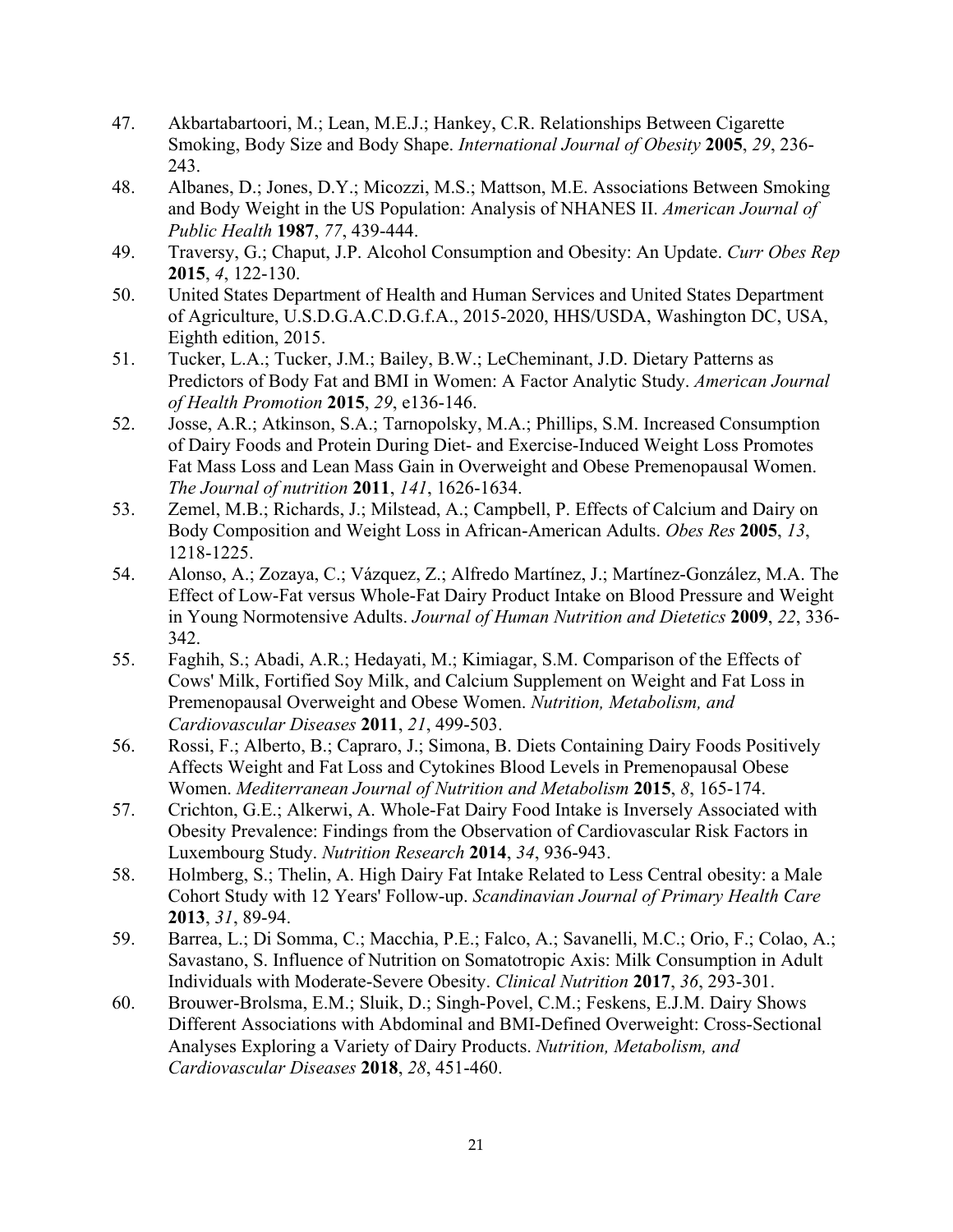47. Akbartabartoori, M.; Lean, M.E.J.; Hankey, C.R. Relationships Between Cigarette Smoking, Body Size and Body Shape. *International Journal of Obesity* **2005**, *29*, 236-243.
48. Albanes, D.; Jones, D.Y.; Micozzi, M.S.; Mattson, M.E. Associations Between Smoking and Body Weight in the US Population: Analysis of NHANES II. *American Journal of Public Health* **1987**, *77*, 439-444.
49. Traversy, G.; Chaput, J.P. Alcohol Consumption and Obesity: An Update. *Curr Obes Rep* **2015**, *4*, 122-130.
50. United States Department of Health and Human Services and United States Department of Agriculture, U.S.D.G.A.C.D.G.f.A., 2015-2020, HHS/USDA, Washington DC, USA, Eighth edition, 2015.
51. Tucker, L.A.; Tucker, J.M.; Bailey, B.W.; LeCheminant, J.D. Dietary Patterns as Predictors of Body Fat and BMI in Women: A Factor Analytic Study. *American Journal of Health Promotion* **2015**, *29*, e136-146.
52. Josse, A.R.; Atkinson, S.A.; Tarnopolsky, M.A.; Phillips, S.M. Increased Consumption of Dairy Foods and Protein During Diet- and Exercise-Induced Weight Loss Promotes Fat Mass Loss and Lean Mass Gain in Overweight and Obese Premenopausal Women. *The Journal of nutrition* **2011**, *141*, 1626-1634.
53. Zemel, M.B.; Richards, J.; Milstead, A.; Campbell, P. Effects of Calcium and Dairy on Body Composition and Weight Loss in African-American Adults. *Obes Res* **2005**, *13*, 1218-1225.
54. Alonso, A.; Zozaya, C.; Vázquez, Z.; Alfredo Martínez, J.; Martínez-González, M.A. The Effect of Low-Fat versus Whole-Fat Dairy Product Intake on Blood Pressure and Weight in Young Normotensive Adults. *Journal of Human Nutrition and Dietetics* **2009**, *22*, 336-342.
55. Faghih, S.; Abadi, A.R.; Hedayati, M.; Kimiagar, S.M. Comparison of the Effects of Cows' Milk, Fortified Soy Milk, and Calcium Supplement on Weight and Fat Loss in Premenopausal Overweight and Obese Women. *Nutrition, Metabolism, and Cardiovascular Diseases* **2011**, *21*, 499-503.
56. Rossi, F.; Alberto, B.; Capraro, J.; Simona, B. Diets Containing Dairy Foods Positively Affects Weight and Fat Loss and Cytokines Blood Levels in Premenopausal Obese Women. *Mediterranean Journal of Nutrition and Metabolism* **2015**, *8*, 165-174.
57. Crichton, G.E.; Alkerwi, A. Whole-Fat Dairy Food Intake is Inversely Associated with Obesity Prevalence: Findings from the Observation of Cardiovascular Risk Factors in Luxembourg Study. *Nutrition Research* **2014**, *34*, 936-943.
58. Holmberg, S.; Thelin, A. High Dairy Fat Intake Related to Less Central obesity: a Male Cohort Study with 12 Years' Follow-up. *Scandinavian Journal of Primary Health Care* **2013**, *31*, 89-94.
59. Barrea, L.; Di Somma, C.; Macchia, P.E.; Falco, A.; Savanelli, M.C.; Orio, F.; Colao, A.; Savastano, S. Influence of Nutrition on Somatotropic Axis: Milk Consumption in Adult Individuals with Moderate-Severe Obesity. *Clinical Nutrition* **2017**, *36*, 293-301.
60. Brouwer-Brolsma, E.M.; Sluik, D.; Singh-Povel, C.M.; Feskens, E.J.M. Dairy Shows Different Associations with Abdominal and BMI-Defined Overweight: Cross-Sectional Analyses Exploring a Variety of Dairy Products. *Nutrition, Metabolism, and Cardiovascular Diseases* **2018**, *28*, 451-460.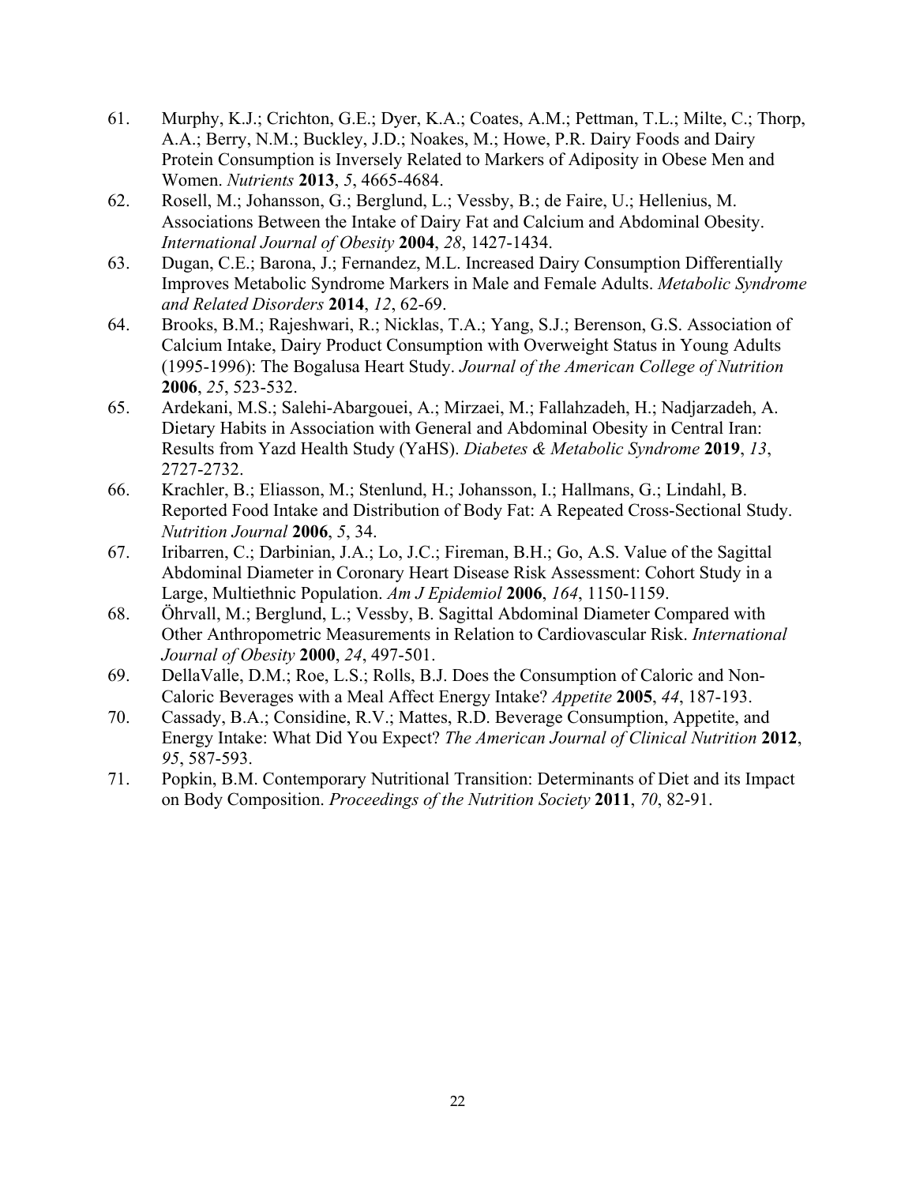61. Murphy, K.J.; Crichton, G.E.; Dyer, K.A.; Coates, A.M.; Pettman, T.L.; Milte, C.; Thorp, A.A.; Berry, N.M.; Buckley, J.D.; Noakes, M.; Howe, P.R. Dairy Foods and Dairy Protein Consumption is Inversely Related to Markers of Adiposity in Obese Men and Women. *Nutrients* **2013**, *5*, 4665-4684.
62. Rosell, M.; Johansson, G.; Berglund, L.; Vessby, B.; de Faire, U.; Hellenius, M. Associations Between the Intake of Dairy Fat and Calcium and Abdominal Obesity. *International Journal of Obesity* **2004**, *28*, 1427-1434.
63. Dugan, C.E.; Barona, J.; Fernandez, M.L. Increased Dairy Consumption Differentially Improves Metabolic Syndrome Markers in Male and Female Adults. *Metabolic Syndrome and Related Disorders* **2014**, *12*, 62-69.
64. Brooks, B.M.; Rajeshwari, R.; Nicklas, T.A.; Yang, S.J.; Berenson, G.S. Association of Calcium Intake, Dairy Product Consumption with Overweight Status in Young Adults (1995-1996): The Bogalusa Heart Study. *Journal of the American College of Nutrition* **2006**, *25*, 523-532.
65. Ardekani, M.S.; Salehi-Abargouei, A.; Mirzaei, M.; Fallahzadeh, H.; Nadjarzadeh, A. Dietary Habits in Association with General and Abdominal Obesity in Central Iran: Results from Yazd Health Study (YaHS). *Diabetes & Metabolic Syndrome* **2019**, *13*, 2727-2732.
66. Krachler, B.; Eliasson, M.; Stenlund, H.; Johansson, I.; Hallmans, G.; Lindahl, B. Reported Food Intake and Distribution of Body Fat: A Repeated Cross-Sectional Study. *Nutrition Journal* **2006**, *5*, 34.
67. Iribarren, C.; Darbinian, J.A.; Lo, J.C.; Fireman, B.H.; Go, A.S. Value of the Sagittal Abdominal Diameter in Coronary Heart Disease Risk Assessment: Cohort Study in a Large, Multiethnic Population. *Am J Epidemiol* **2006**, *164*, 1150-1159.
68. Öhrvall, M.; Berglund, L.; Vessby, B. Sagittal Abdominal Diameter Compared with Other Anthropometric Measurements in Relation to Cardiovascular Risk. *International Journal of Obesity* **2000**, *24*, 497-501.
69. DellaValle, D.M.; Roe, L.S.; Rolls, B.J. Does the Consumption of Caloric and Non-Caloric Beverages with a Meal Affect Energy Intake? *Appetite* **2005**, *44*, 187-193.
70. Cassady, B.A.; Considine, R.V.; Mattes, R.D. Beverage Consumption, Appetite, and Energy Intake: What Did You Expect? *The American Journal of Clinical Nutrition* **2012**, *95*, 587-593.
71. Popkin, B.M. Contemporary Nutritional Transition: Determinants of Diet and its Impact on Body Composition. *Proceedings of the Nutrition Society* **2011**, *70*, 82-91.